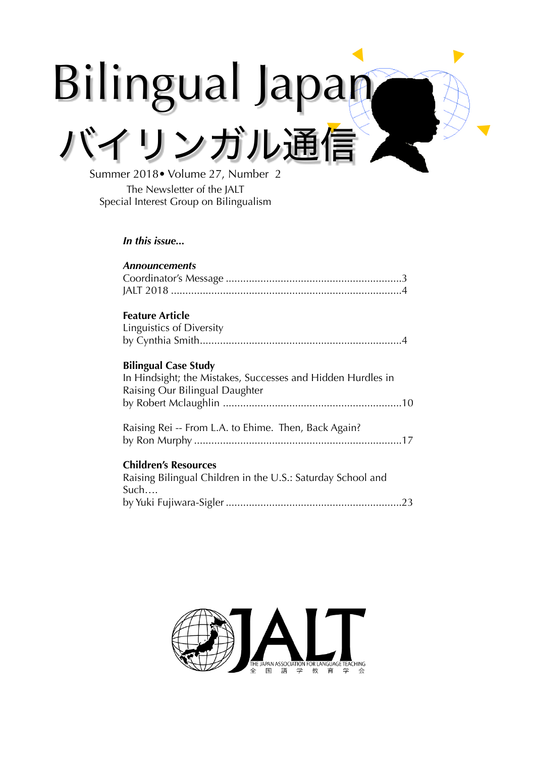# Bilingual Japan

# バイリンガル通信

Summer 2018• Volume 27, Number 2

The Newsletter of the JALT
Special Interest Group on Bilingualism

***In this issue...***

***Announcements***

Coordinator's Message ............................................................3
JALT 2018 ..............................................................................4

**Feature Article**

Linguistics of Diversity
by Cynthia Smith.....................................................................4

**Bilingual Case Study**

In Hindsight; the Mistakes, Successes and Hidden Hurdles in Raising Our Bilingual Daughter
by Robert Mclaughlin .............................................................10

Raising Rei -- From L.A. to Ehime. Then, Back Again?
by Ron Murphy .......................................................................17

**Children's Resources**

Raising Bilingual Children in the U.S.: Saturday School and Such....
by Yuki Fujiwara-Sigler ...........................................................23

JALT
THE JAPAN ASSOCIATION FOR LANGUAGE TEACHING
全国語学教育学会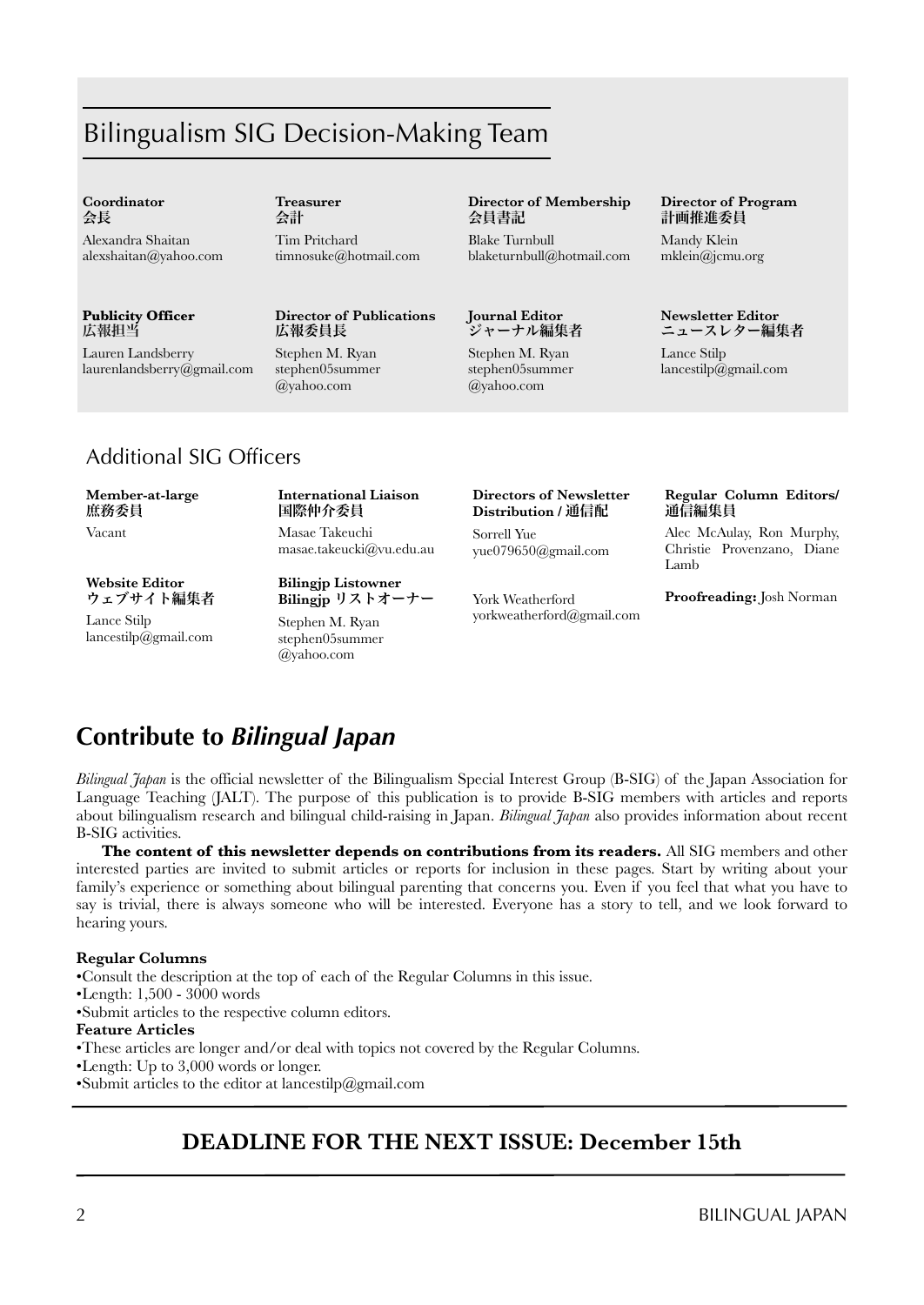## Bilingualism SIG Decision-Making Team

**Coordinator**
**会長**
Alexandra Shaitan
alexshaitan@yahoo.com

**Treasurer**
**会計**
Tim Pritchard
timnosuke@hotmail.com

**Director of Membership**
**会員書記**
Blake Turnbull
blaketurnbull@hotmail.com

**Director of Program**
**計画推進委員**
Mandy Klein
mklein@jcmu.org

**Publicity Officer**
**広報担当**
Lauren Landsberry
laurenlandsberry@gmail.com

**Director of Publications**
**広報委員長**
Stephen M. Ryan
stephen05summer@yahoo.com

**Journal Editor**
**ジャーナル編集者**
Stephen M. Ryan
stephen05summer@yahoo.com

**Newsletter Editor**
**ニュースレター編集者**
Lance Stilp
lancestilp@gmail.com

### Additional SIG Officers

**Member-at-large**
**庶務委員**
Vacant

**Website Editor**
**ウェブサイト編集者**
Lance Stilp
lancestilp@gmail.com

**International Liaison**
**国際仲介委員**
Masae Takeuchi
masae.takeucki@vu.edu.au

**Bilingjp Listowner**
**Bilingjp リストオーナー**
Stephen M. Ryan
stephen05summer@yahoo.com

**Directors of Newsletter Distribution / 通信配**
Sorrell Yue
yue079650@gmail.com

York Weatherford
yorkweatherford@gmail.com

**Regular Column Editors/ 通信編集員**
Alec McAulay, Ron Murphy, Christie Provenzano, Diane Lamb

**Proofreading:** Josh Norman

## Contribute to *Bilingual Japan*

*Bilingual Japan* is the official newsletter of the Bilingualism Special Interest Group (B-SIG) of the Japan Association for Language Teaching (JALT). The purpose of this publication is to provide B-SIG members with articles and reports about bilingualism research and bilingual child-raising in Japan. *Bilingual Japan* also provides information about recent B-SIG activities.

**The content of this newsletter depends on contributions from its readers.** All SIG members and other interested parties are invited to submit articles or reports for inclusion in these pages. Start by writing about your family's experience or something about bilingual parenting that concerns you. Even if you feel that what you have to say is trivial, there is always someone who will be interested. Everyone has a story to tell, and we look forward to hearing yours.

**Regular Columns**

- Consult the description at the top of each of the Regular Columns in this issue.
- Length: 1,500 - 3000 words
- Submit articles to the respective column editors.

**Feature Articles**

- These articles are longer and/or deal with topics not covered by the Regular Columns.
- Length: Up to 3,000 words or longer.
- Submit articles to the editor at lancestilp@gmail.com

**DEADLINE FOR THE NEXT ISSUE: December 15th**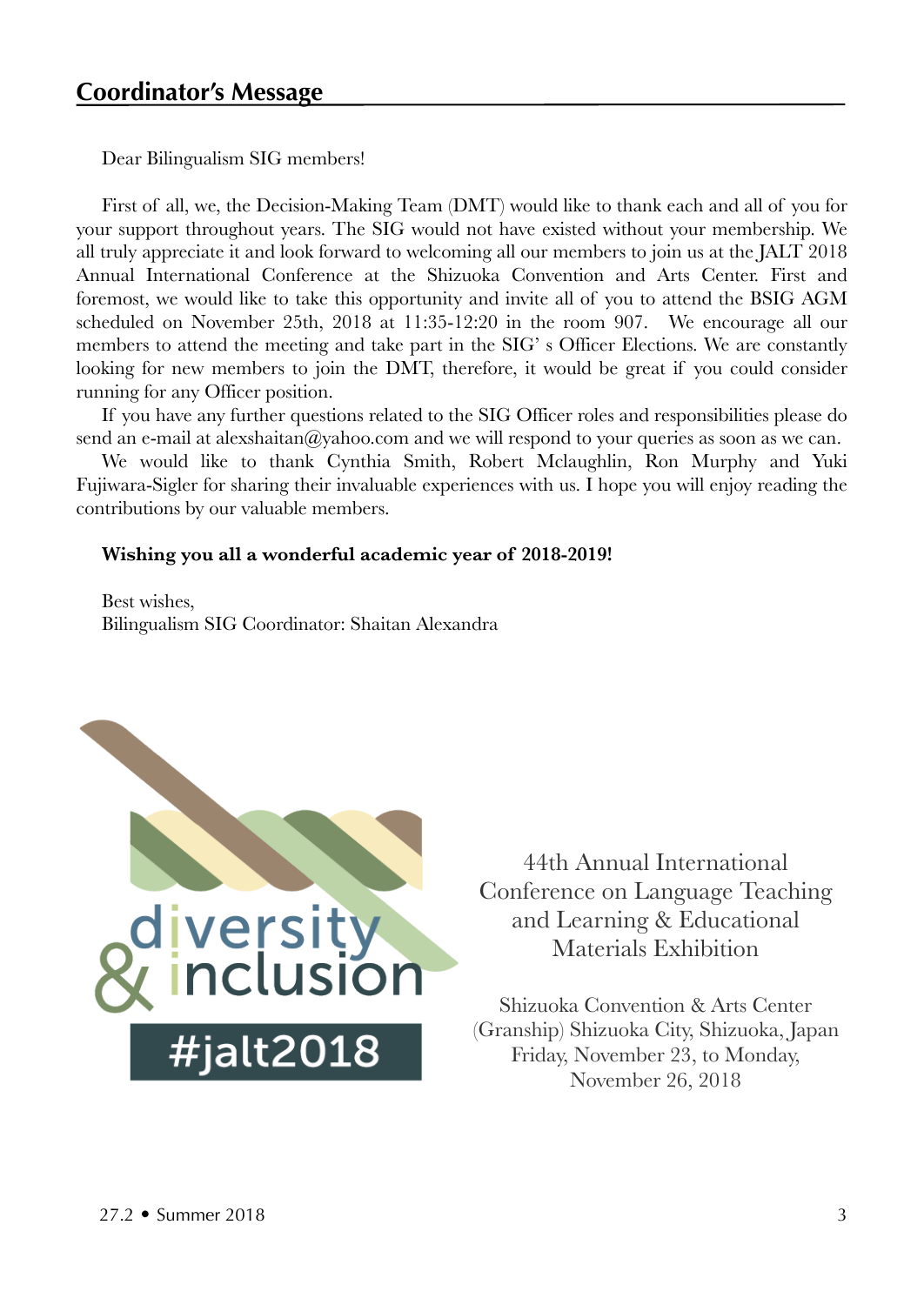## Coordinator's Message

Dear Bilingualism SIG members!

First of all, we, the Decision-Making Team (DMT) would like to thank each and all of you for your support throughout years. The SIG would not have existed without your membership. We all truly appreciate it and look forward to welcoming all our members to join us at the JALT 2018 Annual International Conference at the Shizuoka Convention and Arts Center. First and foremost, we would like to take this opportunity and invite all of you to attend the BSIG AGM scheduled on November 25th, 2018 at 11:35-12:20 in the room 907. We encourage all our members to attend the meeting and take part in the SIG' s Officer Elections. We are constantly looking for new members to join the DMT, therefore, it would be great if you could consider running for any Officer position.

If you have any further questions related to the SIG Officer roles and responsibilities please do send an e-mail at alexshaitan@yahoo.com and we will respond to your queries as soon as we can.

We would like to thank Cynthia Smith, Robert Mclaughlin, Ron Murphy and Yuki Fujiwara-Sigler for sharing their invaluable experiences with us. I hope you will enjoy reading the contributions by our valuable members.

**Wishing you all a wonderful academic year of 2018-2019!**

Best wishes,
Bilingualism SIG Coordinator: Shaitan Alexandra

diversity & inclusion #jalt2018

44th Annual International Conference on Language Teaching and Learning & Educational Materials Exhibition

Shizuoka Convention & Arts Center (Granship) Shizuoka City, Shizuoka, Japan Friday, November 23, to Monday, November 26, 2018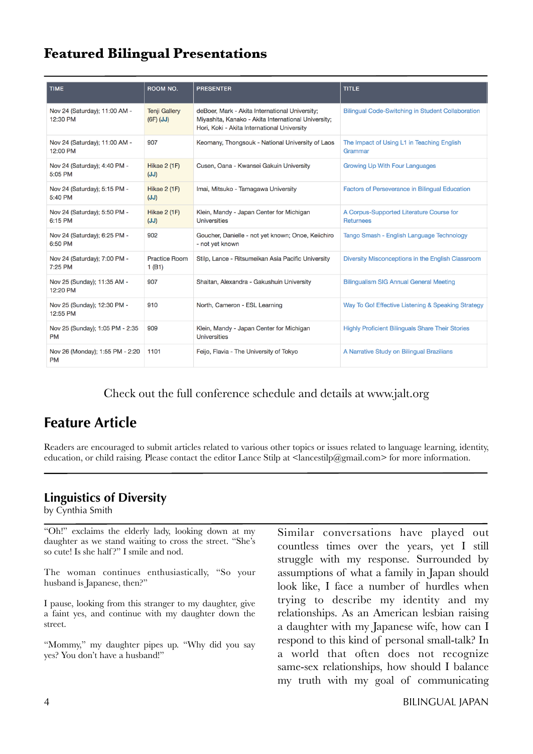## Featured Bilingual Presentations

| TIME | ROOM NO. | PRESENTER | TITLE |
|---|---|---|---|
| Nov 24 (Saturday); 11:00 AM - 12:30 PM | Tenji Gallery (6F) (JJ) | deBoer, Mark - Akita International University; Miyashita, Kanako - Akita International University; Hori, Koki - Akita International University | Bilingual Code-Switching in Student Collaboration |
| Nov 24 (Saturday); 11:00 AM - 12:00 PM | 907 | Keomany, Thongsouk - National University of Laos | The Impact of Using L1 in Teaching English Grammar |
| Nov 24 (Saturday); 4:40 PM - 5:05 PM | Hikae 2 (1F) (JJ) | Cusen, Oana - Kwansei Gakuin University | Growing Up With Four Languages |
| Nov 24 (Saturday); 5:15 PM - 5:40 PM | Hikae 2 (1F) (JJ) | Imai, Mitsuko - Tamagawa University | Factors of Perseverance in Bilingual Education |
| Nov 24 (Saturday); 5:50 PM - 6:15 PM | Hikae 2 (1F) (JJ) | Klein, Mandy - Japan Center for Michigan Universities | A Corpus-Supported Literature Course for Returnees |
| Nov 24 (Saturday); 6:25 PM - 6:50 PM | 902 | Goucher, Danielle - not yet known; Onoe, Keiichiro - not yet known | Tango Smash - English Language Technology |
| Nov 24 (Saturday); 7:00 PM - 7:25 PM | Practice Room 1 (B1) | Stilp, Lance - Ritsumeikan Asia Pacific University | Diversity Misconceptions in the English Classroom |
| Nov 25 (Sunday); 11:35 AM - 12:20 PM | 907 | Shaitan, Alexandra - Gakushuin University | Bilingualism SIG Annual General Meeting |
| Nov 25 (Sunday); 12:30 PM - 12:55 PM | 910 | North, Cameron - ESL Learning | Way To Go! Effective Listening & Speaking Strategy |
| Nov 25 (Sunday); 1:05 PM - 2:35 PM | 909 | Klein, Mandy - Japan Center for Michigan Universities | Highly Proficient Bilinguals Share Their Stories |
| Nov 26 (Monday); 1:55 PM - 2:20 PM | 1101 | Feijo, Flavia - The University of Tokyo | A Narrative Study on Bilingual Brazilians |

Check out the full conference schedule and details at www.jalt.org

## Feature Article

Readers are encouraged to submit articles related to various other topics or issues related to language learning, identity, education, or child raising. Please contact the editor Lance Stilp at <lancestilp@gmail.com> for more information.

### Linguistics of Diversity

by Cynthia Smith

"Oh!" exclaims the elderly lady, looking down at my daughter as we stand waiting to cross the street. "She's so cute! Is she half?" I smile and nod.

The woman continues enthusiastically, "So your husband is Japanese, then?"

I pause, looking from this stranger to my daughter, give a faint yes, and continue with my daughter down the street.

"Mommy," my daughter pipes up. "Why did you say yes? You don't have a husband!"

Similar conversations have played out countless times over the years, yet I still struggle with my response. Surrounded by assumptions of what a family in Japan should look like, I face a number of hurdles when trying to describe my identity and my relationships. As an American lesbian raising a daughter with my Japanese wife, how can I respond to this kind of personal small-talk? In a world that often does not recognize same-sex relationships, how should I balance my truth with my goal of communicating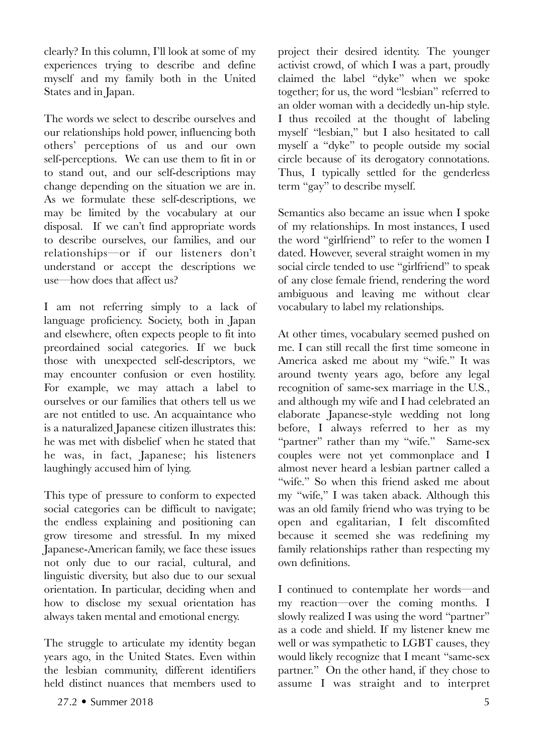clearly? In this column, I'll look at some of my experiences trying to describe and define myself and my family both in the United States and in Japan.

The words we select to describe ourselves and our relationships hold power, influencing both others' perceptions of us and our own self-perceptions. We can use them to fit in or to stand out, and our self-descriptions may change depending on the situation we are in. As we formulate these self-descriptions, we may be limited by the vocabulary at our disposal. If we can't find appropriate words to describe ourselves, our families, and our relationships—or if our listeners don't understand or accept the descriptions we use—how does that affect us?

I am not referring simply to a lack of language proficiency. Society, both in Japan and elsewhere, often expects people to fit into preordained social categories. If we buck those with unexpected self-descriptors, we may encounter confusion or even hostility. For example, we may attach a label to ourselves or our families that others tell us we are not entitled to use. An acquaintance who is a naturalized Japanese citizen illustrates this: he was met with disbelief when he stated that he was, in fact, Japanese; his listeners laughingly accused him of lying.

This type of pressure to conform to expected social categories can be difficult to navigate; the endless explaining and positioning can grow tiresome and stressful. In my mixed Japanese-American family, we face these issues not only due to our racial, cultural, and linguistic diversity, but also due to our sexual orientation. In particular, deciding when and how to disclose my sexual orientation has always taken mental and emotional energy.

The struggle to articulate my identity began years ago, in the United States. Even within the lesbian community, different identifiers held distinct nuances that members used to project their desired identity. The younger activist crowd, of which I was a part, proudly claimed the label "dyke" when we spoke together; for us, the word "lesbian" referred to an older woman with a decidedly un-hip style. I thus recoiled at the thought of labeling myself "lesbian," but I also hesitated to call myself a "dyke" to people outside my social circle because of its derogatory connotations. Thus, I typically settled for the genderless term "gay" to describe myself.

Semantics also became an issue when I spoke of my relationships. In most instances, I used the word "girlfriend" to refer to the women I dated. However, several straight women in my social circle tended to use "girlfriend" to speak of any close female friend, rendering the word ambiguous and leaving me without clear vocabulary to label my relationships.

At other times, vocabulary seemed pushed on me. I can still recall the first time someone in America asked me about my "wife." It was around twenty years ago, before any legal recognition of same-sex marriage in the U.S., and although my wife and I had celebrated an elaborate Japanese-style wedding not long before, I always referred to her as my "partner" rather than my "wife." Same-sex couples were not yet commonplace and I almost never heard a lesbian partner called a "wife." So when this friend asked me about my "wife," I was taken aback. Although this was an old family friend who was trying to be open and egalitarian, I felt discomfited because it seemed she was redefining my family relationships rather than respecting my own definitions.

I continued to contemplate her words—and my reaction—over the coming months. I slowly realized I was using the word "partner" as a code and shield. If my listener knew me well or was sympathetic to LGBT causes, they would likely recognize that I meant "same-sex partner." On the other hand, if they chose to assume I was straight and to interpret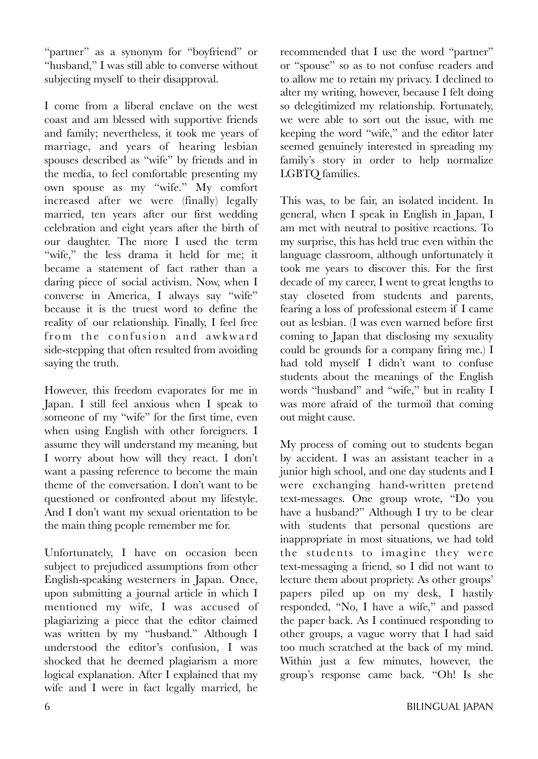"partner" as a synonym for "boyfriend" or "husband," I was still able to converse without subjecting myself to their disapproval.

I come from a liberal enclave on the west coast and am blessed with supportive friends and family; nevertheless, it took me years of marriage, and years of hearing lesbian spouses described as "wife" by friends and in the media, to feel comfortable presenting my own spouse as my "wife." My comfort increased after we were (finally) legally married, ten years after our first wedding celebration and eight years after the birth of our daughter. The more I used the term "wife," the less drama it held for me; it became a statement of fact rather than a daring piece of social activism. Now, when I converse in America, I always say "wife" because it is the truest word to define the reality of our relationship. Finally, I feel free from the confusion and awkward side-stepping that often resulted from avoiding saying the truth.

However, this freedom evaporates for me in Japan. I still feel anxious when I speak to someone of my "wife" for the first time, even when using English with other foreigners. I assume they will understand my meaning, but I worry about how will they react. I don't want a passing reference to become the main theme of the conversation. I don't want to be questioned or confronted about my lifestyle. And I don't want my sexual orientation to be the main thing people remember me for.

Unfortunately, I have on occasion been subject to prejudiced assumptions from other English-speaking westerners in Japan. Once, upon submitting a journal article in which I mentioned my wife, I was accused of plagiarizing a piece that the editor claimed was written by my "husband." Although I understood the editor's confusion, I was shocked that he deemed plagiarism a more logical explanation. After I explained that my wife and I were in fact legally married, he recommended that I use the word "partner" or "spouse" so as to not confuse readers and to allow me to retain my privacy. I declined to alter my writing, however, because I felt doing so delegitimized my relationship. Fortunately, we were able to sort out the issue, with me keeping the word "wife," and the editor later seemed genuinely interested in spreading my family's story in order to help normalize LGBTQ families.

This was, to be fair, an isolated incident. In general, when I speak in English in Japan, I am met with neutral to positive reactions. To my surprise, this has held true even within the language classroom, although unfortunately it took me years to discover this. For the first decade of my career, I went to great lengths to stay closeted from students and parents, fearing a loss of professional esteem if I came out as lesbian. (I was even warned before first coming to Japan that disclosing my sexuality could be grounds for a company firing me.) I had told myself I didn't want to confuse students about the meanings of the English words "husband" and "wife," but in reality I was more afraid of the turmoil that coming out might cause.

My process of coming out to students began by accident. I was an assistant teacher in a junior high school, and one day students and I were exchanging hand-written pretend text-messages. One group wrote, "Do you have a husband?" Although I try to be clear with students that personal questions are inappropriate in most situations, we had told the students to imagine they were text-messaging a friend, so I did not want to lecture them about propriety. As other groups' papers piled up on my desk, I hastily responded, "No, I have a wife," and passed the paper back. As I continued responding to other groups, a vague worry that I had said too much scratched at the back of my mind. Within just a few minutes, however, the group's response came back. "Oh! Is she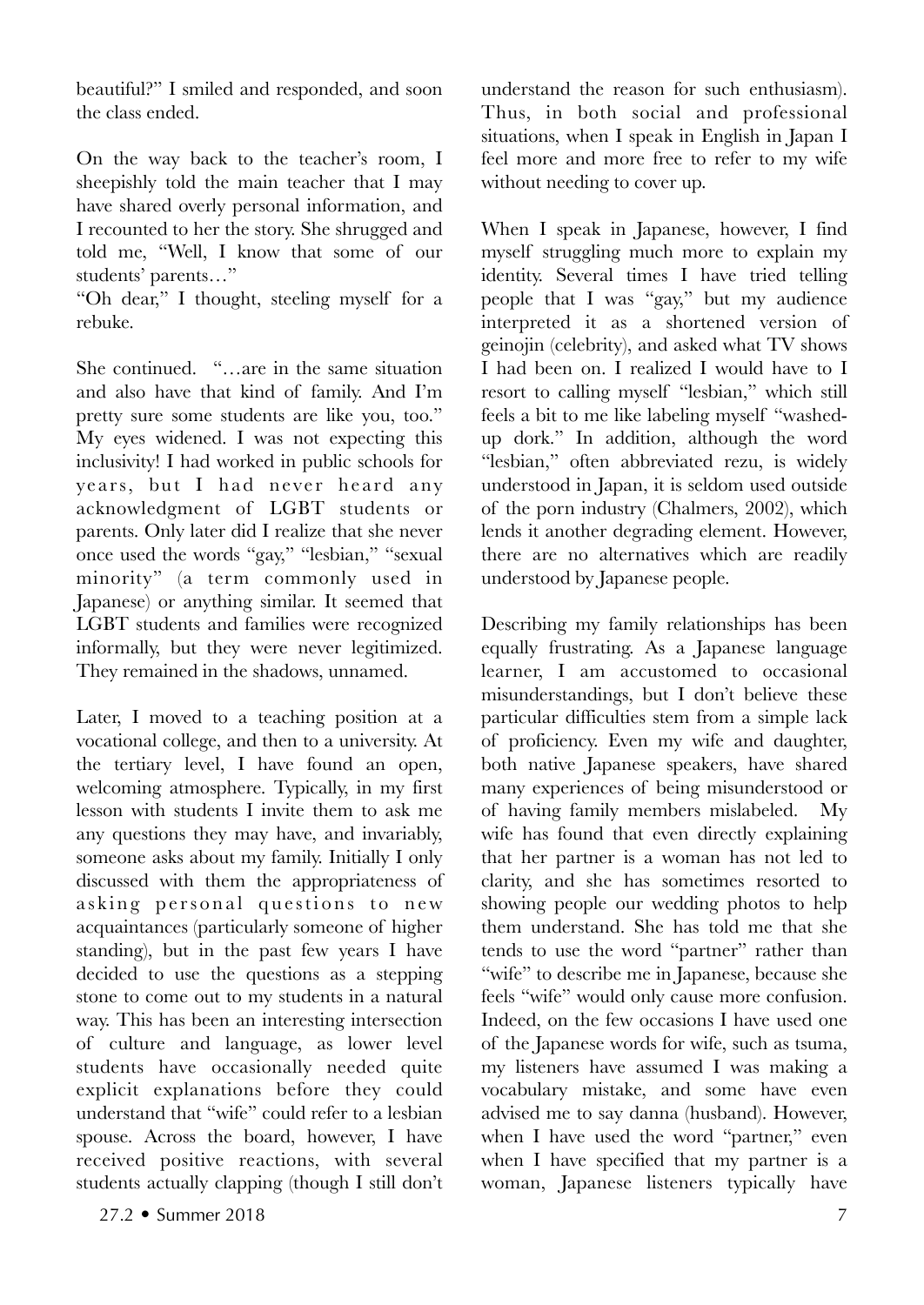beautiful?" I smiled and responded, and soon the class ended.

On the way back to the teacher's room, I sheepishly told the main teacher that I may have shared overly personal information, and I recounted to her the story. She shrugged and told me, "Well, I know that some of our students' parents…"

"Oh dear," I thought, steeling myself for a rebuke.

She continued. "…are in the same situation and also have that kind of family. And I'm pretty sure some students are like you, too." My eyes widened. I was not expecting this inclusivity! I had worked in public schools for years, but I had never heard any acknowledgment of LGBT students or parents. Only later did I realize that she never once used the words "gay," "lesbian," "sexual minority" (a term commonly used in Japanese) or anything similar. It seemed that LGBT students and families were recognized informally, but they were never legitimized. They remained in the shadows, unnamed.

Later, I moved to a teaching position at a vocational college, and then to a university. At the tertiary level, I have found an open, welcoming atmosphere. Typically, in my first lesson with students I invite them to ask me any questions they may have, and invariably, someone asks about my family. Initially I only discussed with them the appropriateness of asking personal questions to new acquaintances (particularly someone of higher standing), but in the past few years I have decided to use the questions as a stepping stone to come out to my students in a natural way. This has been an interesting intersection of culture and language, as lower level students have occasionally needed quite explicit explanations before they could understand that "wife" could refer to a lesbian spouse. Across the board, however, I have received positive reactions, with several students actually clapping (though I still don't understand the reason for such enthusiasm). Thus, in both social and professional situations, when I speak in English in Japan I feel more and more free to refer to my wife without needing to cover up.

When I speak in Japanese, however, I find myself struggling much more to explain my identity. Several times I have tried telling people that I was "gay," but my audience interpreted it as a shortened version of geinojin (celebrity), and asked what TV shows I had been on. I realized I would have to I resort to calling myself "lesbian," which still feels a bit to me like labeling myself "washed-up dork." In addition, although the word "lesbian," often abbreviated rezu, is widely understood in Japan, it is seldom used outside of the porn industry (Chalmers, 2002), which lends it another degrading element. However, there are no alternatives which are readily understood by Japanese people.

Describing my family relationships has been equally frustrating. As a Japanese language learner, I am accustomed to occasional misunderstandings, but I don't believe these particular difficulties stem from a simple lack of proficiency. Even my wife and daughter, both native Japanese speakers, have shared many experiences of being misunderstood or of having family members mislabeled. My wife has found that even directly explaining that her partner is a woman has not led to clarity, and she has sometimes resorted to showing people our wedding photos to help them understand. She has told me that she tends to use the word "partner" rather than "wife" to describe me in Japanese, because she feels "wife" would only cause more confusion. Indeed, on the few occasions I have used one of the Japanese words for wife, such as tsuma, my listeners have assumed I was making a vocabulary mistake, and some have even advised me to say danna (husband). However, when I have used the word "partner," even when I have specified that my partner is a woman, Japanese listeners typically have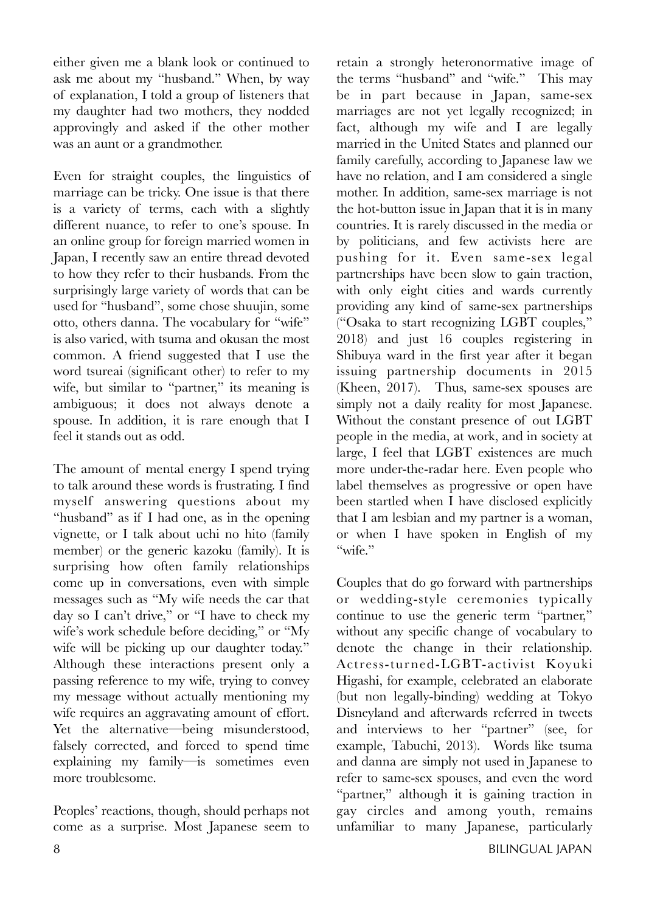either given me a blank look or continued to ask me about my "husband." When, by way of explanation, I told a group of listeners that my daughter had two mothers, they nodded approvingly and asked if the other mother was an aunt or a grandmother.

Even for straight couples, the linguistics of marriage can be tricky. One issue is that there is a variety of terms, each with a slightly different nuance, to refer to one's spouse. In an online group for foreign married women in Japan, I recently saw an entire thread devoted to how they refer to their husbands. From the surprisingly large variety of words that can be used for "husband", some chose shuujin, some otto, others danna. The vocabulary for "wife" is also varied, with tsuma and okusan the most common. A friend suggested that I use the word tsureai (significant other) to refer to my wife, but similar to "partner," its meaning is ambiguous; it does not always denote a spouse. In addition, it is rare enough that I feel it stands out as odd.

The amount of mental energy I spend trying to talk around these words is frustrating. I find myself answering questions about my "husband" as if I had one, as in the opening vignette, or I talk about uchi no hito (family member) or the generic kazoku (family). It is surprising how often family relationships come up in conversations, even with simple messages such as "My wife needs the car that day so I can't drive," or "I have to check my wife's work schedule before deciding," or "My wife will be picking up our daughter today." Although these interactions present only a passing reference to my wife, trying to convey my message without actually mentioning my wife requires an aggravating amount of effort. Yet the alternative—being misunderstood, falsely corrected, and forced to spend time explaining my family—is sometimes even more troublesome.

Peoples' reactions, though, should perhaps not come as a surprise. Most Japanese seem to retain a strongly heteronormative image of the terms "husband" and "wife." This may be in part because in Japan, same-sex marriages are not yet legally recognized; in fact, although my wife and I are legally married in the United States and planned our family carefully, according to Japanese law we have no relation, and I am considered a single mother. In addition, same-sex marriage is not the hot-button issue in Japan that it is in many countries. It is rarely discussed in the media or by politicians, and few activists here are pushing for it. Even same-sex legal partnerships have been slow to gain traction, with only eight cities and wards currently providing any kind of same-sex partnerships ("Osaka to start recognizing LGBT couples," 2018) and just 16 couples registering in Shibuya ward in the first year after it began issuing partnership documents in 2015 (Kheen, 2017). Thus, same-sex spouses are simply not a daily reality for most Japanese. Without the constant presence of out LGBT people in the media, at work, and in society at large, I feel that LGBT existences are much more under-the-radar here. Even people who label themselves as progressive or open have been startled when I have disclosed explicitly that I am lesbian and my partner is a woman, or when I have spoken in English of my "wife."

Couples that do go forward with partnerships or wedding-style ceremonies typically continue to use the generic term "partner," without any specific change of vocabulary to denote the change in their relationship. Actress-turned-LGBT-activist Koyuki Higashi, for example, celebrated an elaborate (but non legally-binding) wedding at Tokyo Disneyland and afterwards referred in tweets and interviews to her "partner" (see, for example, Tabuchi, 2013). Words like tsuma and danna are simply not used in Japanese to refer to same-sex spouses, and even the word "partner," although it is gaining traction in gay circles and among youth, remains unfamiliar to many Japanese, particularly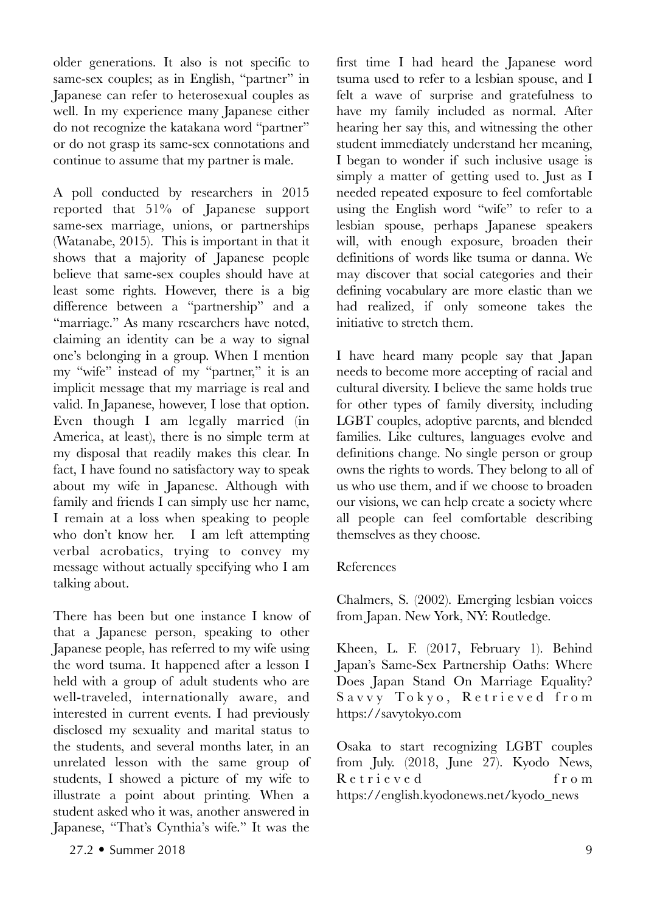older generations. It also is not specific to same-sex couples; as in English, "partner" in Japanese can refer to heterosexual couples as well. In my experience many Japanese either do not recognize the katakana word "partner" or do not grasp its same-sex connotations and continue to assume that my partner is male.

A poll conducted by researchers in 2015 reported that 51% of Japanese support same-sex marriage, unions, or partnerships (Watanabe, 2015). This is important in that it shows that a majority of Japanese people believe that same-sex couples should have at least some rights. However, there is a big difference between a "partnership" and a "marriage." As many researchers have noted, claiming an identity can be a way to signal one's belonging in a group. When I mention my "wife" instead of my "partner," it is an implicit message that my marriage is real and valid. In Japanese, however, I lose that option. Even though I am legally married (in America, at least), there is no simple term at my disposal that readily makes this clear. In fact, I have found no satisfactory way to speak about my wife in Japanese. Although with family and friends I can simply use her name, I remain at a loss when speaking to people who don't know her. I am left attempting verbal acrobatics, trying to convey my message without actually specifying who I am talking about.

There has been but one instance I know of that a Japanese person, speaking to other Japanese people, has referred to my wife using the word tsuma. It happened after a lesson I held with a group of adult students who are well-traveled, internationally aware, and interested in current events. I had previously disclosed my sexuality and marital status to the students, and several months later, in an unrelated lesson with the same group of students, I showed a picture of my wife to illustrate a point about printing. When a student asked who it was, another answered in Japanese, "That's Cynthia's wife." It was the first time I had heard the Japanese word tsuma used to refer to a lesbian spouse, and I felt a wave of surprise and gratefulness to have my family included as normal. After hearing her say this, and witnessing the other student immediately understand her meaning, I began to wonder if such inclusive usage is simply a matter of getting used to. Just as I needed repeated exposure to feel comfortable using the English word "wife" to refer to a lesbian spouse, perhaps Japanese speakers will, with enough exposure, broaden their definitions of words like tsuma or danna. We may discover that social categories and their defining vocabulary are more elastic than we had realized, if only someone takes the initiative to stretch them.

I have heard many people say that Japan needs to become more accepting of racial and cultural diversity. I believe the same holds true for other types of family diversity, including LGBT couples, adoptive parents, and blended families. Like cultures, languages evolve and definitions change. No single person or group owns the rights to words. They belong to all of us who use them, and if we choose to broaden our visions, we can help create a society where all people can feel comfortable describing themselves as they choose.

References

Chalmers, S. (2002). Emerging lesbian voices from Japan. New York, NY: Routledge.

Kheen, L. F. (2017, February 1). Behind Japan's Same-Sex Partnership Oaths: Where Does Japan Stand On Marriage Equality? Savvy Tokyo, Retrieved from https://savytokyo.com

Osaka to start recognizing LGBT couples from July. (2018, June 27). Kyodo News, Retrieved from https://english.kyodonews.net/kyodo_news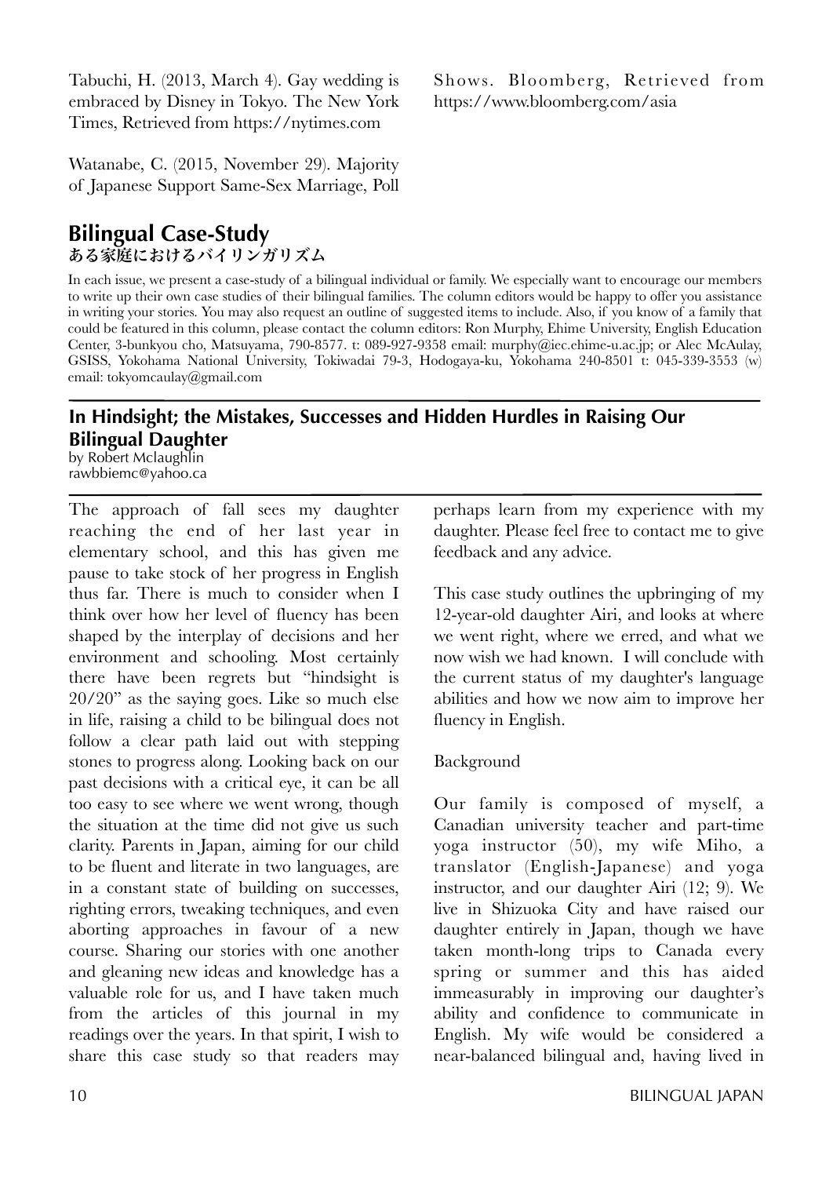Tabuchi, H. (2013, March 4). Gay wedding is embraced by Disney in Tokyo. The New York Times, Retrieved from https://nytimes.com

Watanabe, C. (2015, November 29). Majority of Japanese Support Same-Sex Marriage, Poll Shows. Bloomberg, Retrieved from https://www.bloomberg.com/asia

## Bilingual Case-Study
### ある家庭におけるバイリンガリズム

In each issue, we present a case-study of a bilingual individual or family. We especially want to encourage our members to write up their own case studies of their bilingual families. The column editors would be happy to offer you assistance in writing your stories. You may also request an outline of suggested items to include. Also, if you know of a family that could be featured in this column, please contact the column editors: Ron Murphy, Ehime University, English Education Center, 3-bunkyou cho, Matsuyama, 790-8577. t: 089-927-9358 email: murphy@iec.ehime-u.ac.jp; or Alec McAulay, GSISS, Yokohama National University, Tokiwadai 79-3, Hodogaya-ku, Yokohama 240-8501 t: 045-339-3553 (w) email: tokyomcaulay@gmail.com

## In Hindsight; the Mistakes, Successes and Hidden Hurdles in Raising Our Bilingual Daughter

by Robert Mclaughlin
rawbbiemc@yahoo.ca

The approach of fall sees my daughter reaching the end of her last year in elementary school, and this has given me pause to take stock of her progress in English thus far. There is much to consider when I think over how her level of fluency has been shaped by the interplay of decisions and her environment and schooling. Most certainly there have been regrets but "hindsight is 20/20" as the saying goes. Like so much else in life, raising a child to be bilingual does not follow a clear path laid out with stepping stones to progress along. Looking back on our past decisions with a critical eye, it can be all too easy to see where we went wrong, though the situation at the time did not give us such clarity. Parents in Japan, aiming for our child to be fluent and literate in two languages, are in a constant state of building on successes, righting errors, tweaking techniques, and even aborting approaches in favour of a new course. Sharing our stories with one another and gleaning new ideas and knowledge has a valuable role for us, and I have taken much from the articles of this journal in my readings over the years. In that spirit, I wish to share this case study so that readers may perhaps learn from my experience with my daughter. Please feel free to contact me to give feedback and any advice.

This case study outlines the upbringing of my 12-year-old daughter Airi, and looks at where we went right, where we erred, and what we now wish we had known. I will conclude with the current status of my daughter's language abilities and how we now aim to improve her fluency in English.

### Background

Our family is composed of myself, a Canadian university teacher and part-time yoga instructor (50), my wife Miho, a translator (English-Japanese) and yoga instructor, and our daughter Airi (12; 9). We live in Shizuoka City and have raised our daughter entirely in Japan, though we have taken month-long trips to Canada every spring or summer and this has aided immeasurably in improving our daughter's ability and confidence to communicate in English. My wife would be considered a near-balanced bilingual and, having lived in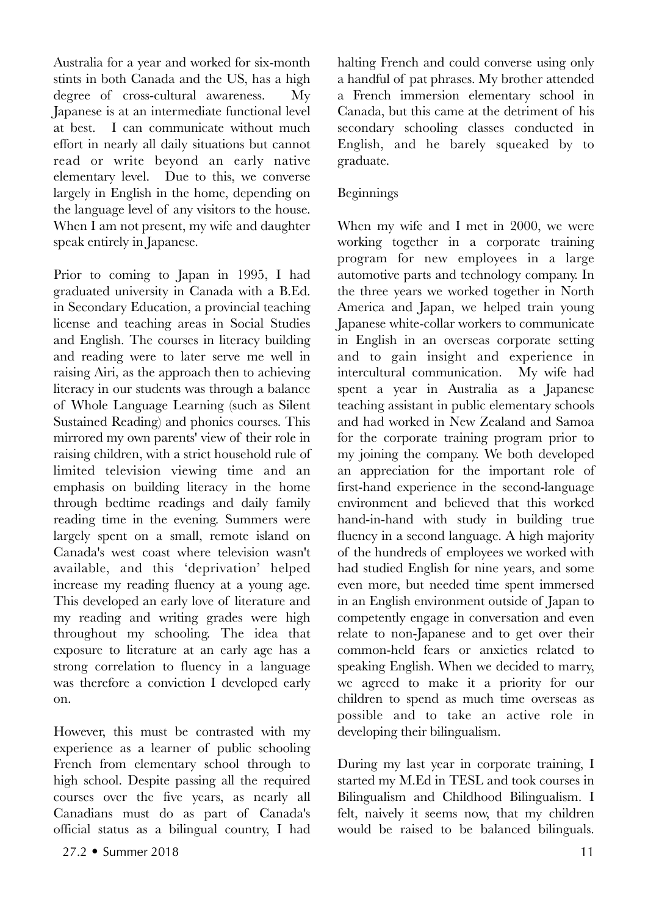Australia for a year and worked for six-month stints in both Canada and the US, has a high degree of cross-cultural awareness. My Japanese is at an intermediate functional level at best. I can communicate without much effort in nearly all daily situations but cannot read or write beyond an early native elementary level. Due to this, we converse largely in English in the home, depending on the language level of any visitors to the house. When I am not present, my wife and daughter speak entirely in Japanese.

Prior to coming to Japan in 1995, I had graduated university in Canada with a B.Ed. in Secondary Education, a provincial teaching license and teaching areas in Social Studies and English. The courses in literacy building and reading were to later serve me well in raising Airi, as the approach then to achieving literacy in our students was through a balance of Whole Language Learning (such as Silent Sustained Reading) and phonics courses. This mirrored my own parents' view of their role in raising children, with a strict household rule of limited television viewing time and an emphasis on building literacy in the home through bedtime readings and daily family reading time in the evening. Summers were largely spent on a small, remote island on Canada's west coast where television wasn't available, and this 'deprivation' helped increase my reading fluency at a young age. This developed an early love of literature and my reading and writing grades were high throughout my schooling. The idea that exposure to literature at an early age has a strong correlation to fluency in a language was therefore a conviction I developed early on.

However, this must be contrasted with my experience as a learner of public schooling French from elementary school through to high school. Despite passing all the required courses over the five years, as nearly all Canadians must do as part of Canada's official status as a bilingual country, I had halting French and could converse using only a handful of pat phrases. My brother attended a French immersion elementary school in Canada, but this came at the detriment of his secondary schooling classes conducted in English, and he barely squeaked by to graduate.

Beginnings

When my wife and I met in 2000, we were working together in a corporate training program for new employees in a large automotive parts and technology company. In the three years we worked together in North America and Japan, we helped train young Japanese white-collar workers to communicate in English in an overseas corporate setting and to gain insight and experience in intercultural communication. My wife had spent a year in Australia as a Japanese teaching assistant in public elementary schools and had worked in New Zealand and Samoa for the corporate training program prior to my joining the company. We both developed an appreciation for the important role of first-hand experience in the second-language environment and believed that this worked hand-in-hand with study in building true fluency in a second language. A high majority of the hundreds of employees we worked with had studied English for nine years, and some even more, but needed time spent immersed in an English environment outside of Japan to competently engage in conversation and even relate to non-Japanese and to get over their common-held fears or anxieties related to speaking English. When we decided to marry, we agreed to make it a priority for our children to spend as much time overseas as possible and to take an active role in developing their bilingualism.

During my last year in corporate training, I started my M.Ed in TESL and took courses in Bilingualism and Childhood Bilingualism. I felt, naively it seems now, that my children would be raised to be balanced bilinguals.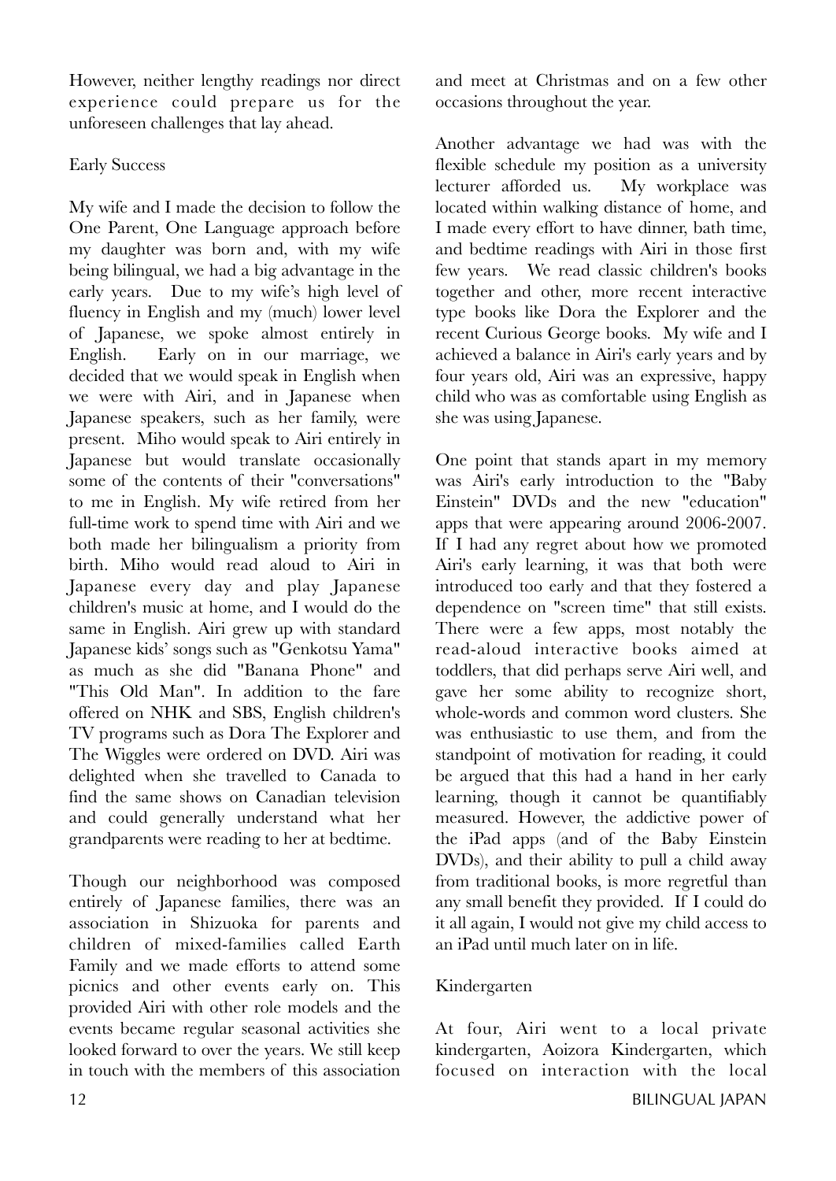However, neither lengthy readings nor direct experience could prepare us for the unforeseen challenges that lay ahead.

## Early Success

My wife and I made the decision to follow the One Parent, One Language approach before my daughter was born and, with my wife being bilingual, we had a big advantage in the early years. Due to my wife's high level of fluency in English and my (much) lower level of Japanese, we spoke almost entirely in English. Early on in our marriage, we decided that we would speak in English when we were with Airi, and in Japanese when Japanese speakers, such as her family, were present. Miho would speak to Airi entirely in Japanese but would translate occasionally some of the contents of their "conversations" to me in English. My wife retired from her full-time work to spend time with Airi and we both made her bilingualism a priority from birth. Miho would read aloud to Airi in Japanese every day and play Japanese children's music at home, and I would do the same in English. Airi grew up with standard Japanese kids' songs such as "Genkotsu Yama" as much as she did "Banana Phone" and "This Old Man". In addition to the fare offered on NHK and SBS, English children's TV programs such as Dora The Explorer and The Wiggles were ordered on DVD. Airi was delighted when she travelled to Canada to find the same shows on Canadian television and could generally understand what her grandparents were reading to her at bedtime.

Though our neighborhood was composed entirely of Japanese families, there was an association in Shizuoka for parents and children of mixed-families called Earth Family and we made efforts to attend some picnics and other events early on. This provided Airi with other role models and the events became regular seasonal activities she looked forward to over the years. We still keep in touch with the members of this association and meet at Christmas and on a few other occasions throughout the year.

Another advantage we had was with the flexible schedule my position as a university lecturer afforded us. My workplace was located within walking distance of home, and I made every effort to have dinner, bath time, and bedtime readings with Airi in those first few years. We read classic children's books together and other, more recent interactive type books like Dora the Explorer and the recent Curious George books. My wife and I achieved a balance in Airi's early years and by four years old, Airi was an expressive, happy child who was as comfortable using English as she was using Japanese.

One point that stands apart in my memory was Airi's early introduction to the "Baby Einstein" DVDs and the new "education" apps that were appearing around 2006-2007. If I had any regret about how we promoted Airi's early learning, it was that both were introduced too early and that they fostered a dependence on "screen time" that still exists. There were a few apps, most notably the read-aloud interactive books aimed at toddlers, that did perhaps serve Airi well, and gave her some ability to recognize short, whole-words and common word clusters. She was enthusiastic to use them, and from the standpoint of motivation for reading, it could be argued that this had a hand in her early learning, though it cannot be quantifiably measured. However, the addictive power of the iPad apps (and of the Baby Einstein DVDs), and their ability to pull a child away from traditional books, is more regretful than any small benefit they provided. If I could do it all again, I would not give my child access to an iPad until much later on in life.

## Kindergarten

At four, Airi went to a local private kindergarten, Aoizora Kindergarten, which focused on interaction with the local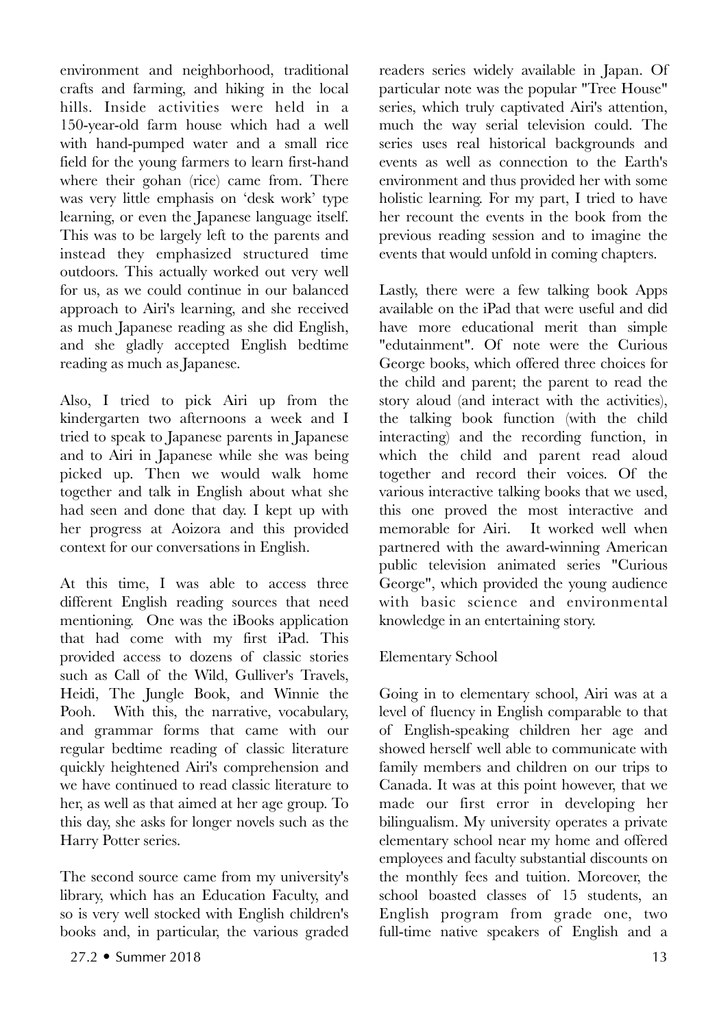environment and neighborhood, traditional crafts and farming, and hiking in the local hills. Inside activities were held in a 150-year-old farm house which had a well with hand-pumped water and a small rice field for the young farmers to learn first-hand where their gohan (rice) came from. There was very little emphasis on 'desk work' type learning, or even the Japanese language itself. This was to be largely left to the parents and instead they emphasized structured time outdoors. This actually worked out very well for us, as we could continue in our balanced approach to Airi's learning, and she received as much Japanese reading as she did English, and she gladly accepted English bedtime reading as much as Japanese.

Also, I tried to pick Airi up from the kindergarten two afternoons a week and I tried to speak to Japanese parents in Japanese and to Airi in Japanese while she was being picked up. Then we would walk home together and talk in English about what she had seen and done that day. I kept up with her progress at Aoizora and this provided context for our conversations in English.

At this time, I was able to access three different English reading sources that need mentioning. One was the iBooks application that had come with my first iPad. This provided access to dozens of classic stories such as Call of the Wild, Gulliver's Travels, Heidi, The Jungle Book, and Winnie the Pooh. With this, the narrative, vocabulary, and grammar forms that came with our regular bedtime reading of classic literature quickly heightened Airi's comprehension and we have continued to read classic literature to her, as well as that aimed at her age group. To this day, she asks for longer novels such as the Harry Potter series.

The second source came from my university's library, which has an Education Faculty, and so is very well stocked with English children's books and, in particular, the various graded readers series widely available in Japan. Of particular note was the popular "Tree House" series, which truly captivated Airi's attention, much the way serial television could. The series uses real historical backgrounds and events as well as connection to the Earth's environment and thus provided her with some holistic learning. For my part, I tried to have her recount the events in the book from the previous reading session and to imagine the events that would unfold in coming chapters.

Lastly, there were a few talking book Apps available on the iPad that were useful and did have more educational merit than simple "edutainment". Of note were the Curious George books, which offered three choices for the child and parent; the parent to read the story aloud (and interact with the activities), the talking book function (with the child interacting) and the recording function, in which the child and parent read aloud together and record their voices. Of the various interactive talking books that we used, this one proved the most interactive and memorable for Airi. It worked well when partnered with the award-winning American public television animated series "Curious George", which provided the young audience with basic science and environmental knowledge in an entertaining story.

## Elementary School

Going in to elementary school, Airi was at a level of fluency in English comparable to that of English-speaking children her age and showed herself well able to communicate with family members and children on our trips to Canada. It was at this point however, that we made our first error in developing her bilingualism. My university operates a private elementary school near my home and offered employees and faculty substantial discounts on the monthly fees and tuition. Moreover, the school boasted classes of 15 students, an English program from grade one, two full-time native speakers of English and a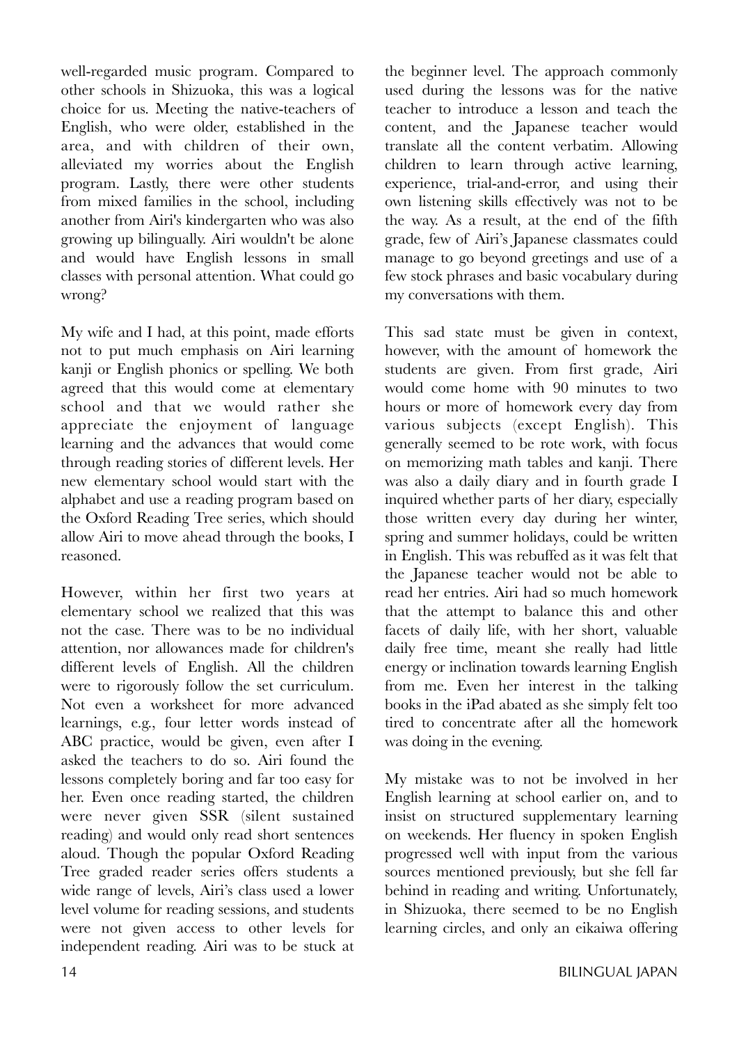well-regarded music program. Compared to other schools in Shizuoka, this was a logical choice for us. Meeting the native-teachers of English, who were older, established in the area, and with children of their own, alleviated my worries about the English program. Lastly, there were other students from mixed families in the school, including another from Airi's kindergarten who was also growing up bilingually. Airi wouldn't be alone and would have English lessons in small classes with personal attention. What could go wrong?

My wife and I had, at this point, made efforts not to put much emphasis on Airi learning kanji or English phonics or spelling. We both agreed that this would come at elementary school and that we would rather she appreciate the enjoyment of language learning and the advances that would come through reading stories of different levels. Her new elementary school would start with the alphabet and use a reading program based on the Oxford Reading Tree series, which should allow Airi to move ahead through the books, I reasoned.

However, within her first two years at elementary school we realized that this was not the case. There was to be no individual attention, nor allowances made for children's different levels of English. All the children were to rigorously follow the set curriculum. Not even a worksheet for more advanced learnings, e.g., four letter words instead of ABC practice, would be given, even after I asked the teachers to do so. Airi found the lessons completely boring and far too easy for her. Even once reading started, the children were never given SSR (silent sustained reading) and would only read short sentences aloud. Though the popular Oxford Reading Tree graded reader series offers students a wide range of levels, Airi's class used a lower level volume for reading sessions, and students were not given access to other levels for independent reading. Airi was to be stuck at the beginner level. The approach commonly used during the lessons was for the native teacher to introduce a lesson and teach the content, and the Japanese teacher would translate all the content verbatim. Allowing children to learn through active learning, experience, trial-and-error, and using their own listening skills effectively was not to be the way. As a result, at the end of the fifth grade, few of Airi's Japanese classmates could manage to go beyond greetings and use of a few stock phrases and basic vocabulary during my conversations with them.

This sad state must be given in context, however, with the amount of homework the students are given. From first grade, Airi would come home with 90 minutes to two hours or more of homework every day from various subjects (except English). This generally seemed to be rote work, with focus on memorizing math tables and kanji. There was also a daily diary and in fourth grade I inquired whether parts of her diary, especially those written every day during her winter, spring and summer holidays, could be written in English. This was rebuffed as it was felt that the Japanese teacher would not be able to read her entries. Airi had so much homework that the attempt to balance this and other facets of daily life, with her short, valuable daily free time, meant she really had little energy or inclination towards learning English from me. Even her interest in the talking books in the iPad abated as she simply felt too tired to concentrate after all the homework was doing in the evening.

My mistake was to not be involved in her English learning at school earlier on, and to insist on structured supplementary learning on weekends. Her fluency in spoken English progressed well with input from the various sources mentioned previously, but she fell far behind in reading and writing. Unfortunately, in Shizuoka, there seemed to be no English learning circles, and only an eikaiwa offering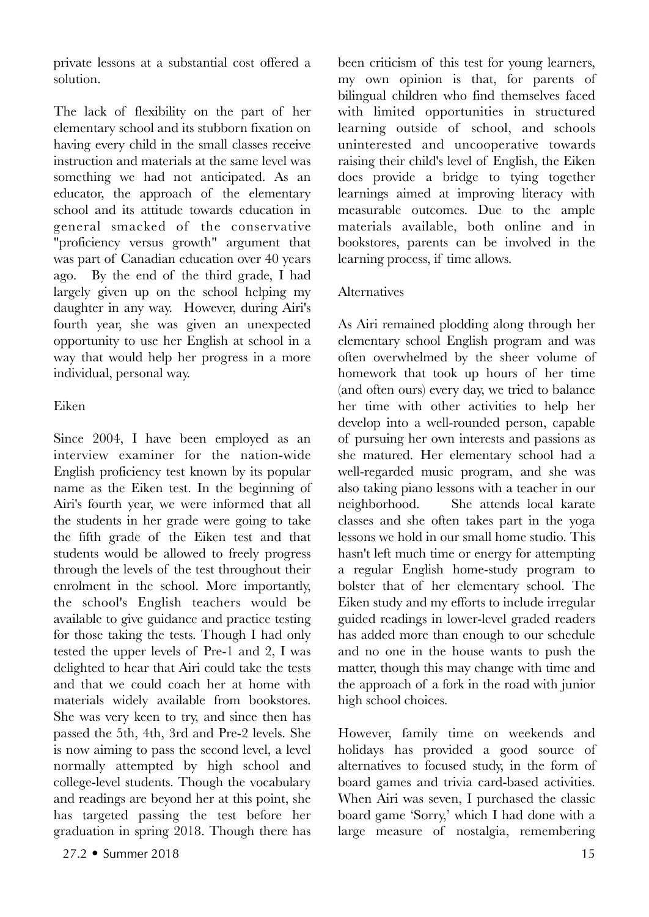private lessons at a substantial cost offered a solution.

The lack of flexibility on the part of her elementary school and its stubborn fixation on having every child in the small classes receive instruction and materials at the same level was something we had not anticipated. As an educator, the approach of the elementary school and its attitude towards education in general smacked of the conservative "proficiency versus growth" argument that was part of Canadian education over 40 years ago. By the end of the third grade, I had largely given up on the school helping my daughter in any way. However, during Airi's fourth year, she was given an unexpected opportunity to use her English at school in a way that would help her progress in a more individual, personal way.

## Eiken

Since 2004, I have been employed as an interview examiner for the nation-wide English proficiency test known by its popular name as the Eiken test. In the beginning of Airi's fourth year, we were informed that all the students in her grade were going to take the fifth grade of the Eiken test and that students would be allowed to freely progress through the levels of the test throughout their enrolment in the school. More importantly, the school's English teachers would be available to give guidance and practice testing for those taking the tests. Though I had only tested the upper levels of Pre-1 and 2, I was delighted to hear that Airi could take the tests and that we could coach her at home with materials widely available from bookstores. She was very keen to try, and since then has passed the 5th, 4th, 3rd and Pre-2 levels. She is now aiming to pass the second level, a level normally attempted by high school and college-level students. Though the vocabulary and readings are beyond her at this point, she has targeted passing the test before her graduation in spring 2018. Though there has been criticism of this test for young learners, my own opinion is that, for parents of bilingual children who find themselves faced with limited opportunities in structured learning outside of school, and schools uninterested and uncooperative towards raising their child's level of English, the Eiken does provide a bridge to tying together learnings aimed at improving literacy with measurable outcomes. Due to the ample materials available, both online and in bookstores, parents can be involved in the learning process, if time allows.

## Alternatives

As Airi remained plodding along through her elementary school English program and was often overwhelmed by the sheer volume of homework that took up hours of her time (and often ours) every day, we tried to balance her time with other activities to help her develop into a well-rounded person, capable of pursuing her own interests and passions as she matured. Her elementary school had a well-regarded music program, and she was also taking piano lessons with a teacher in our neighborhood. She attends local karate classes and she often takes part in the yoga lessons we hold in our small home studio. This hasn't left much time or energy for attempting a regular English home-study program to bolster that of her elementary school. The Eiken study and my efforts to include irregular guided readings in lower-level graded readers has added more than enough to our schedule and no one in the house wants to push the matter, though this may change with time and the approach of a fork in the road with junior high school choices.

However, family time on weekends and holidays has provided a good source of alternatives to focused study, in the form of board games and trivia card-based activities. When Airi was seven, I purchased the classic board game 'Sorry,' which I had done with a large measure of nostalgia, remembering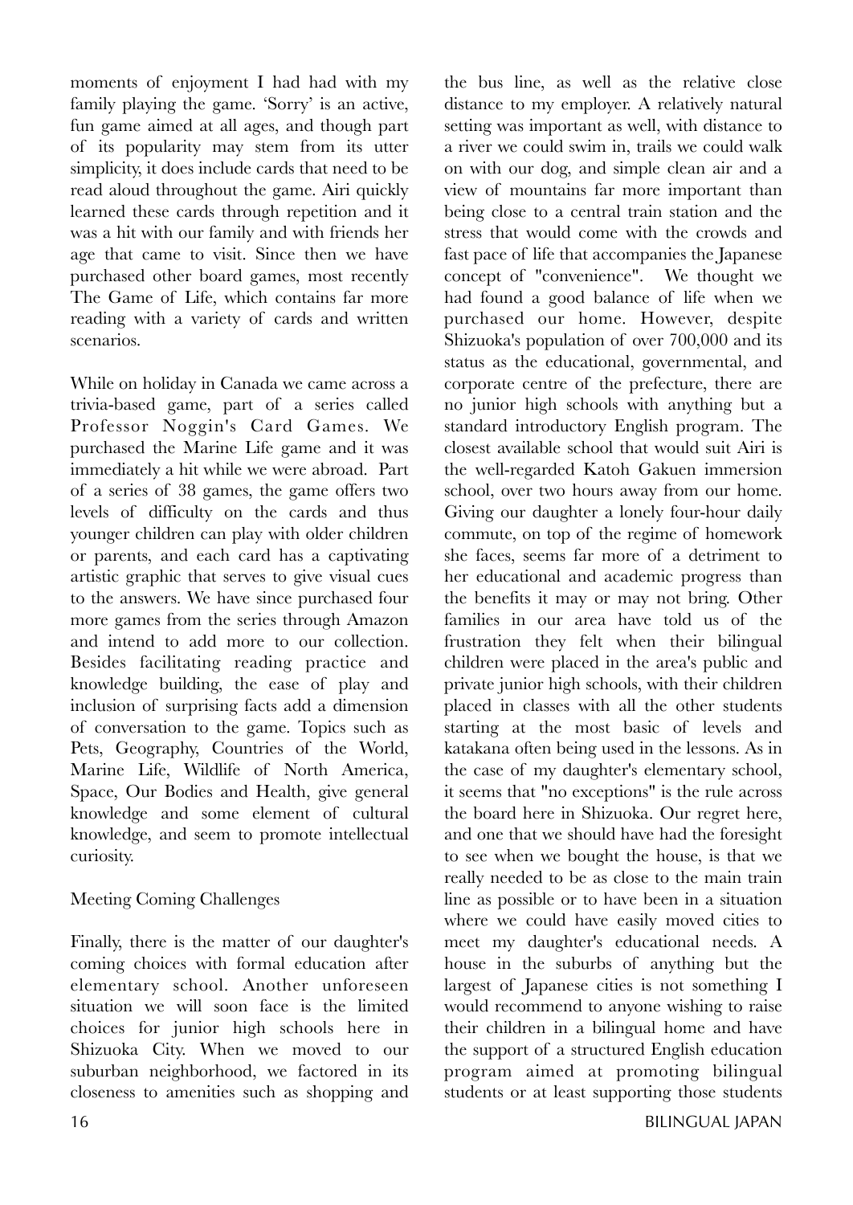moments of enjoyment I had had with my family playing the game. 'Sorry' is an active, fun game aimed at all ages, and though part of its popularity may stem from its utter simplicity, it does include cards that need to be read aloud throughout the game. Airi quickly learned these cards through repetition and it was a hit with our family and with friends her age that came to visit. Since then we have purchased other board games, most recently The Game of Life, which contains far more reading with a variety of cards and written scenarios.

While on holiday in Canada we came across a trivia-based game, part of a series called Professor Noggin's Card Games. We purchased the Marine Life game and it was immediately a hit while we were abroad. Part of a series of 38 games, the game offers two levels of difficulty on the cards and thus younger children can play with older children or parents, and each card has a captivating artistic graphic that serves to give visual cues to the answers. We have since purchased four more games from the series through Amazon and intend to add more to our collection. Besides facilitating reading practice and knowledge building, the ease of play and inclusion of surprising facts add a dimension of conversation to the game. Topics such as Pets, Geography, Countries of the World, Marine Life, Wildlife of North America, Space, Our Bodies and Health, give general knowledge and some element of cultural knowledge, and seem to promote intellectual curiosity.

## Meeting Coming Challenges

Finally, there is the matter of our daughter's coming choices with formal education after elementary school. Another unforeseen situation we will soon face is the limited choices for junior high schools here in Shizuoka City. When we moved to our suburban neighborhood, we factored in its closeness to amenities such as shopping and the bus line, as well as the relative close distance to my employer. A relatively natural setting was important as well, with distance to a river we could swim in, trails we could walk on with our dog, and simple clean air and a view of mountains far more important than being close to a central train station and the stress that would come with the crowds and fast pace of life that accompanies the Japanese concept of "convenience". We thought we had found a good balance of life when we purchased our home. However, despite Shizuoka's population of over 700,000 and its status as the educational, governmental, and corporate centre of the prefecture, there are no junior high schools with anything but a standard introductory English program. The closest available school that would suit Airi is the well-regarded Katoh Gakuen immersion school, over two hours away from our home. Giving our daughter a lonely four-hour daily commute, on top of the regime of homework she faces, seems far more of a detriment to her educational and academic progress than the benefits it may or may not bring. Other families in our area have told us of the frustration they felt when their bilingual children were placed in the area's public and private junior high schools, with their children placed in classes with all the other students starting at the most basic of levels and katakana often being used in the lessons. As in the case of my daughter's elementary school, it seems that "no exceptions" is the rule across the board here in Shizuoka. Our regret here, and one that we should have had the foresight to see when we bought the house, is that we really needed to be as close to the main train line as possible or to have been in a situation where we could have easily moved cities to meet my daughter's educational needs. A house in the suburbs of anything but the largest of Japanese cities is not something I would recommend to anyone wishing to raise their children in a bilingual home and have the support of a structured English education program aimed at promoting bilingual students or at least supporting those students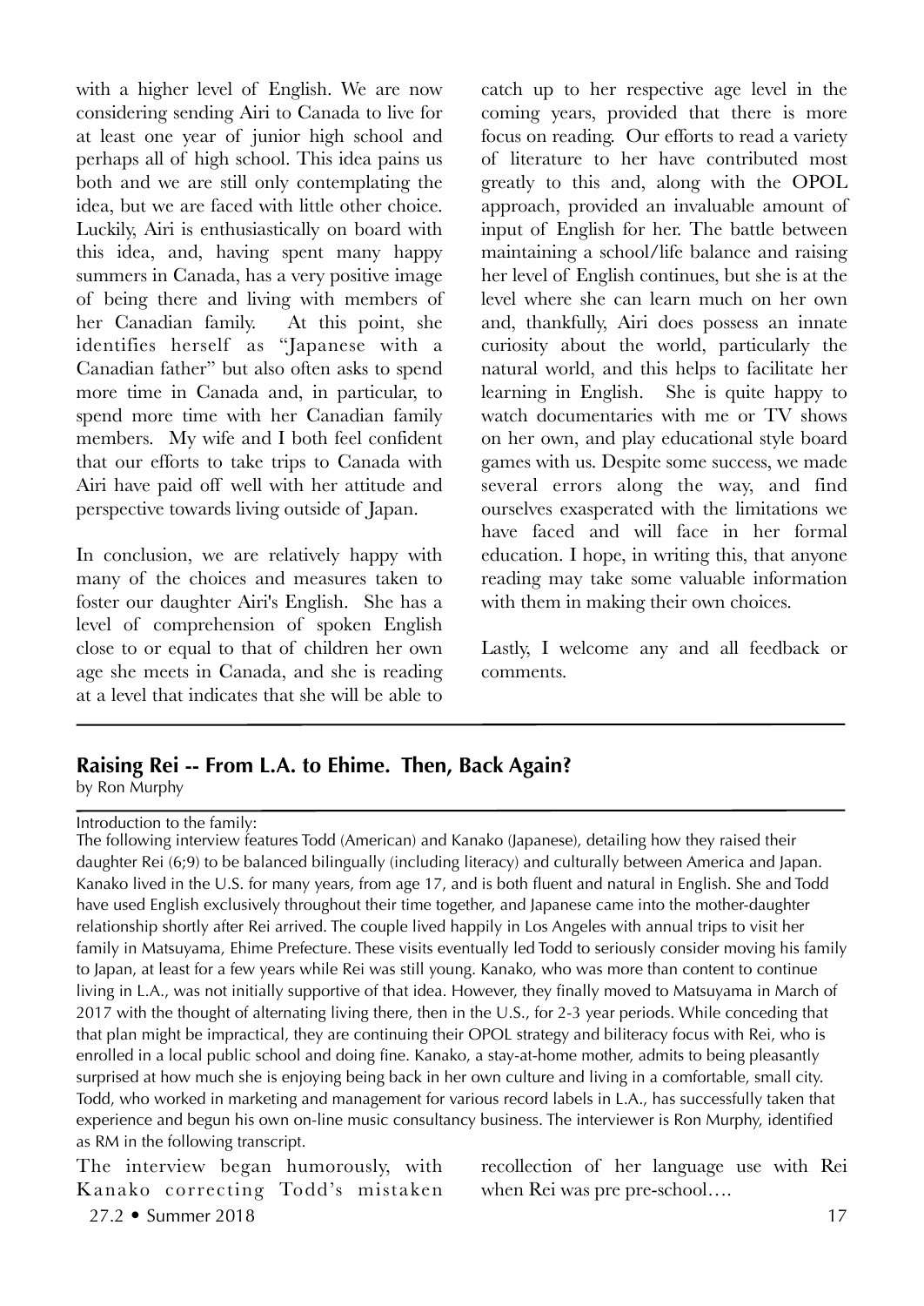with a higher level of English. We are now considering sending Airi to Canada to live for at least one year of junior high school and perhaps all of high school. This idea pains us both and we are still only contemplating the idea, but we are faced with little other choice. Luckily, Airi is enthusiastically on board with this idea, and, having spent many happy summers in Canada, has a very positive image of being there and living with members of her Canadian family. At this point, she identifies herself as "Japanese with a Canadian father" but also often asks to spend more time in Canada and, in particular, to spend more time with her Canadian family members. My wife and I both feel confident that our efforts to take trips to Canada with Airi have paid off well with her attitude and perspective towards living outside of Japan.

In conclusion, we are relatively happy with many of the choices and measures taken to foster our daughter Airi's English. She has a level of comprehension of spoken English close to or equal to that of children her own age she meets in Canada, and she is reading at a level that indicates that she will be able to catch up to her respective age level in the coming years, provided that there is more focus on reading. Our efforts to read a variety of literature to her have contributed most greatly to this and, along with the OPOL approach, provided an invaluable amount of input of English for her. The battle between maintaining a school/life balance and raising her level of English continues, but she is at the level where she can learn much on her own and, thankfully, Airi does possess an innate curiosity about the world, particularly the natural world, and this helps to facilitate her learning in English. She is quite happy to watch documentaries with me or TV shows on her own, and play educational style board games with us. Despite some success, we made several errors along the way, and find ourselves exasperated with the limitations we have faced and will face in her formal education. I hope, in writing this, that anyone reading may take some valuable information with them in making their own choices.

Lastly, I welcome any and all feedback or comments.

---

## Raising Rei -- From L.A. to Ehime. Then, Back Again?

by Ron Murphy

---

Introduction to the family:

The following interview features Todd (American) and Kanako (Japanese), detailing how they raised their daughter Rei (6;9) to be balanced bilingually (including literacy) and culturally between America and Japan. Kanako lived in the U.S. for many years, from age 17, and is both fluent and natural in English. She and Todd have used English exclusively throughout their time together, and Japanese came into the mother-daughter relationship shortly after Rei arrived. The couple lived happily in Los Angeles with annual trips to visit her family in Matsuyama, Ehime Prefecture. These visits eventually led Todd to seriously consider moving his family to Japan, at least for a few years while Rei was still young. Kanako, who was more than content to continue living in L.A., was not initially supportive of that idea. However, they finally moved to Matsuyama in March of 2017 with the thought of alternating living there, then in the U.S., for 2-3 year periods. While conceding that that plan might be impractical, they are continuing their OPOL strategy and biliteracy focus with Rei, who is enrolled in a local public school and doing fine. Kanako, a stay-at-home mother, admits to being pleasantly surprised at how much she is enjoying being back in her own culture and living in a comfortable, small city. Todd, who worked in marketing and management for various record labels in L.A., has successfully taken that experience and begun his own on-line music consultancy business. The interviewer is Ron Murphy, identified as RM in the following transcript.

The interview began humorously, with Kanako correcting Todd's mistaken recollection of her language use with Rei when Rei was pre pre-school….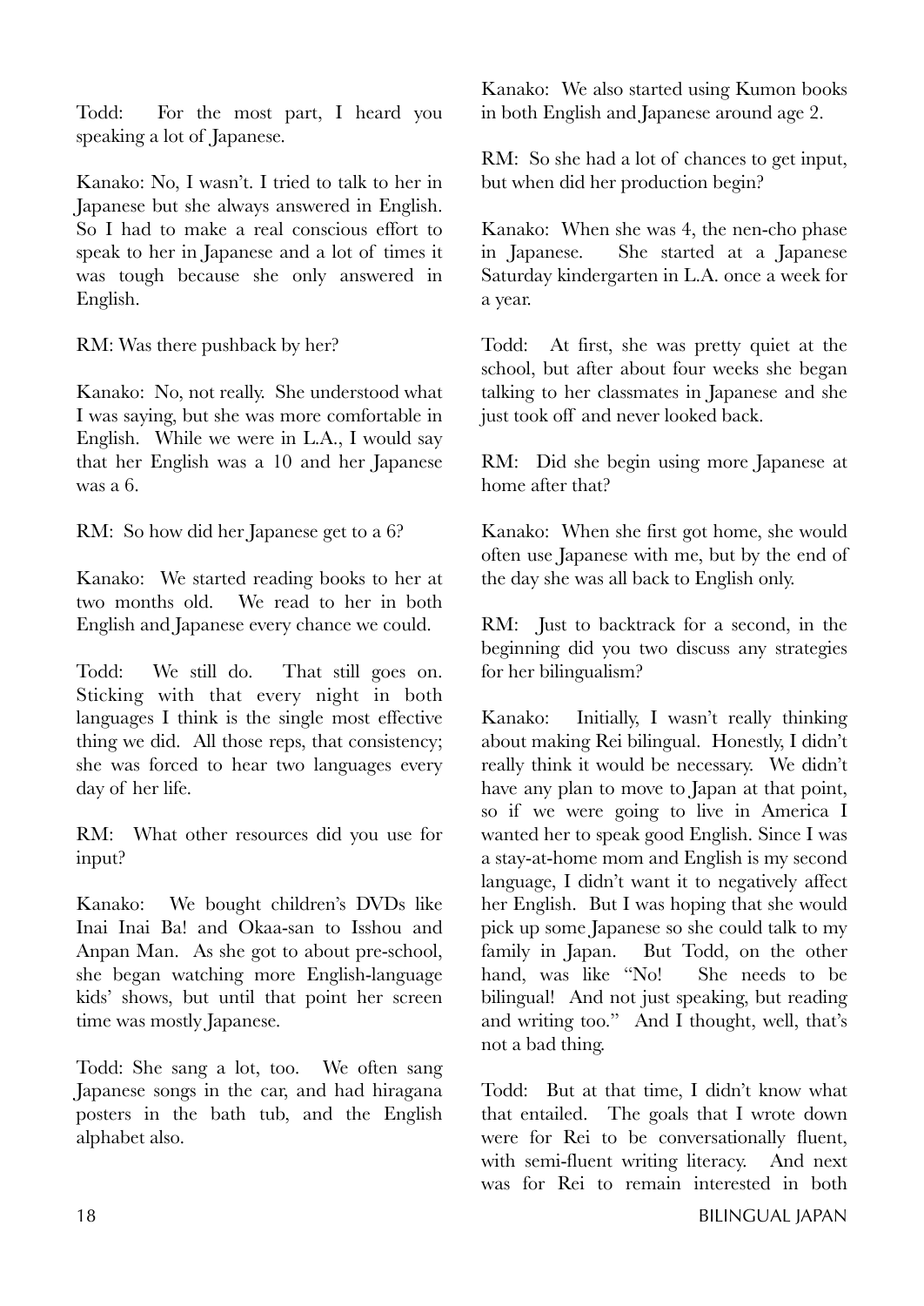Todd: For the most part, I heard you speaking a lot of Japanese.

Kanako: No, I wasn't. I tried to talk to her in Japanese but she always answered in English. So I had to make a real conscious effort to speak to her in Japanese and a lot of times it was tough because she only answered in English.

RM: Was there pushback by her?

Kanako: No, not really. She understood what I was saying, but she was more comfortable in English. While we were in L.A., I would say that her English was a 10 and her Japanese was a 6.

RM: So how did her Japanese get to a 6?

Kanako: We started reading books to her at two months old. We read to her in both English and Japanese every chance we could.

Todd: We still do. That still goes on. Sticking with that every night in both languages I think is the single most effective thing we did. All those reps, that consistency; she was forced to hear two languages every day of her life.

RM: What other resources did you use for input?

Kanako: We bought children's DVDs like Inai Inai Ba! and Okaa-san to Isshou and Anpan Man. As she got to about pre-school, she began watching more English-language kids' shows, but until that point her screen time was mostly Japanese.

Todd: She sang a lot, too. We often sang Japanese songs in the car, and had hiragana posters in the bath tub, and the English alphabet also.

Kanako: We also started using Kumon books in both English and Japanese around age 2.

RM: So she had a lot of chances to get input, but when did her production begin?

Kanako: When she was 4, the nen-cho phase in Japanese. She started at a Japanese Saturday kindergarten in L.A. once a week for a year.

Todd: At first, she was pretty quiet at the school, but after about four weeks she began talking to her classmates in Japanese and she just took off and never looked back.

RM: Did she begin using more Japanese at home after that?

Kanako: When she first got home, she would often use Japanese with me, but by the end of the day she was all back to English only.

RM: Just to backtrack for a second, in the beginning did you two discuss any strategies for her bilingualism?

Kanako: Initially, I wasn't really thinking about making Rei bilingual. Honestly, I didn't really think it would be necessary. We didn't have any plan to move to Japan at that point, so if we were going to live in America I wanted her to speak good English. Since I was a stay-at-home mom and English is my second language, I didn't want it to negatively affect her English. But I was hoping that she would pick up some Japanese so she could talk to my family in Japan. But Todd, on the other hand, was like "No! She needs to be bilingual! And not just speaking, but reading and writing too." And I thought, well, that's not a bad thing.

Todd: But at that time, I didn't know what that entailed. The goals that I wrote down were for Rei to be conversationally fluent, with semi-fluent writing literacy. And next was for Rei to remain interested in both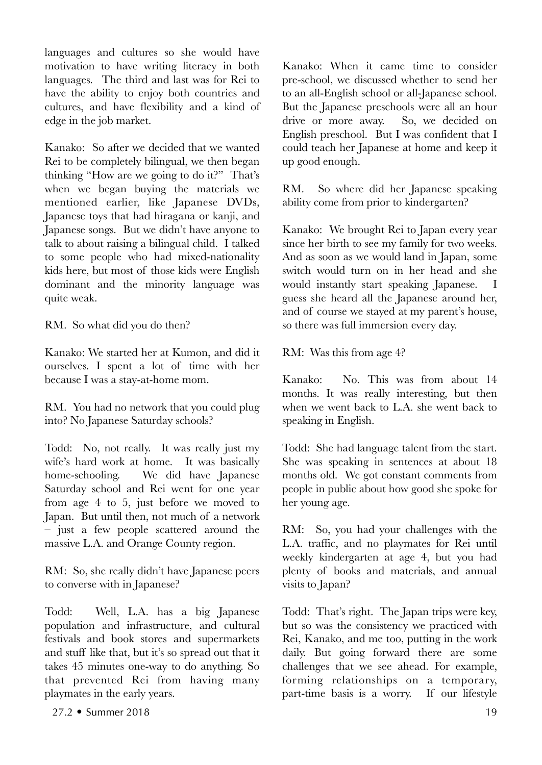languages and cultures so she would have motivation to have writing literacy in both languages. The third and last was for Rei to have the ability to enjoy both countries and cultures, and have flexibility and a kind of edge in the job market.

Kanako: So after we decided that we wanted Rei to be completely bilingual, we then began thinking "How are we going to do it?" That's when we began buying the materials we mentioned earlier, like Japanese DVDs, Japanese toys that had hiragana or kanji, and Japanese songs. But we didn't have anyone to talk to about raising a bilingual child. I talked to some people who had mixed-nationality kids here, but most of those kids were English dominant and the minority language was quite weak.

RM. So what did you do then?

Kanako: We started her at Kumon, and did it ourselves. I spent a lot of time with her because I was a stay-at-home mom.

RM. You had no network that you could plug into? No Japanese Saturday schools?

Todd: No, not really. It was really just my wife's hard work at home. It was basically home-schooling. We did have Japanese Saturday school and Rei went for one year from age 4 to 5, just before we moved to Japan. But until then, not much of a network – just a few people scattered around the massive L.A. and Orange County region.

RM: So, she really didn't have Japanese peers to converse with in Japanese?

Todd: Well, L.A. has a big Japanese population and infrastructure, and cultural festivals and book stores and supermarkets and stuff like that, but it's so spread out that it takes 45 minutes one-way to do anything. So that prevented Rei from having many playmates in the early years.

Kanako: When it came time to consider pre-school, we discussed whether to send her to an all-English school or all-Japanese school. But the Japanese preschools were all an hour drive or more away. So, we decided on English preschool. But I was confident that I could teach her Japanese at home and keep it up good enough.

RM. So where did her Japanese speaking ability come from prior to kindergarten?

Kanako: We brought Rei to Japan every year since her birth to see my family for two weeks. And as soon as we would land in Japan, some switch would turn on in her head and she would instantly start speaking Japanese. I guess she heard all the Japanese around her, and of course we stayed at my parent's house, so there was full immersion every day.

RM: Was this from age 4?

Kanako: No. This was from about 14 months. It was really interesting, but then when we went back to L.A. she went back to speaking in English.

Todd: She had language talent from the start. She was speaking in sentences at about 18 months old. We got constant comments from people in public about how good she spoke for her young age.

RM: So, you had your challenges with the L.A. traffic, and no playmates for Rei until weekly kindergarten at age 4, but you had plenty of books and materials, and annual visits to Japan?

Todd: That's right. The Japan trips were key, but so was the consistency we practiced with Rei, Kanako, and me too, putting in the work daily. But going forward there are some challenges that we see ahead. For example, forming relationships on a temporary, part-time basis is a worry. If our lifestyle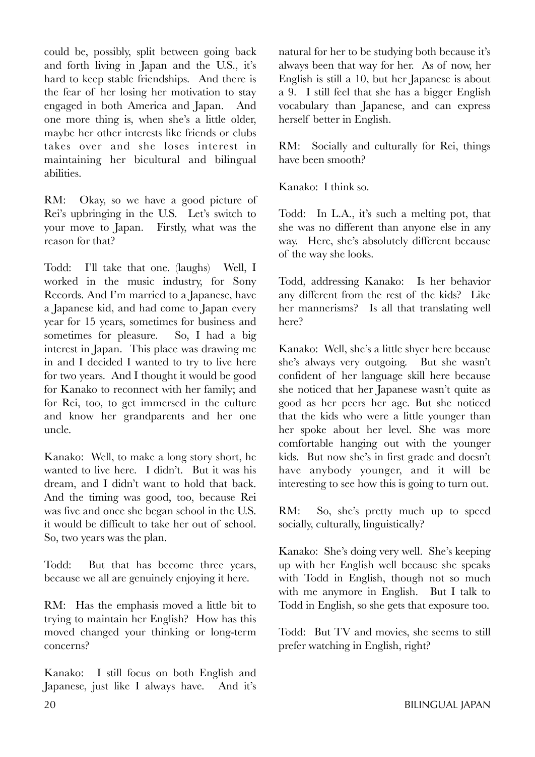could be, possibly, split between going back and forth living in Japan and the U.S., it's hard to keep stable friendships. And there is the fear of her losing her motivation to stay engaged in both America and Japan. And one more thing is, when she's a little older, maybe her other interests like friends or clubs takes over and she loses interest in maintaining her bicultural and bilingual abilities.

RM: Okay, so we have a good picture of Rei's upbringing in the U.S. Let's switch to your move to Japan. Firstly, what was the reason for that?

Todd: I'll take that one. (laughs) Well, I worked in the music industry, for Sony Records. And I'm married to a Japanese, have a Japanese kid, and had come to Japan every year for 15 years, sometimes for business and sometimes for pleasure. So, I had a big interest in Japan. This place was drawing me in and I decided I wanted to try to live here for two years. And I thought it would be good for Kanako to reconnect with her family; and for Rei, too, to get immersed in the culture and know her grandparents and her one uncle.

Kanako: Well, to make a long story short, he wanted to live here. I didn't. But it was his dream, and I didn't want to hold that back. And the timing was good, too, because Rei was five and once she began school in the U.S. it would be difficult to take her out of school. So, two years was the plan.

Todd: But that has become three years, because we all are genuinely enjoying it here.

RM: Has the emphasis moved a little bit to trying to maintain her English? How has this moved changed your thinking or long-term concerns?

Kanako: I still focus on both English and Japanese, just like I always have. And it's natural for her to be studying both because it's always been that way for her. As of now, her English is still a 10, but her Japanese is about a 9. I still feel that she has a bigger English vocabulary than Japanese, and can express herself better in English.

RM: Socially and culturally for Rei, things have been smooth?

Kanako: I think so.

Todd: In L.A., it's such a melting pot, that she was no different than anyone else in any way. Here, she's absolutely different because of the way she looks.

Todd, addressing Kanako: Is her behavior any different from the rest of the kids? Like her mannerisms? Is all that translating well here?

Kanako: Well, she's a little shyer here because she's always very outgoing. But she wasn't confident of her language skill here because she noticed that her Japanese wasn't quite as good as her peers her age. But she noticed that the kids who were a little younger than her spoke about her level. She was more comfortable hanging out with the younger kids. But now she's in first grade and doesn't have anybody younger, and it will be interesting to see how this is going to turn out.

RM: So, she's pretty much up to speed socially, culturally, linguistically?

Kanako: She's doing very well. She's keeping up with her English well because she speaks with Todd in English, though not so much with me anymore in English. But I talk to Todd in English, so she gets that exposure too.

Todd: But TV and movies, she seems to still prefer watching in English, right?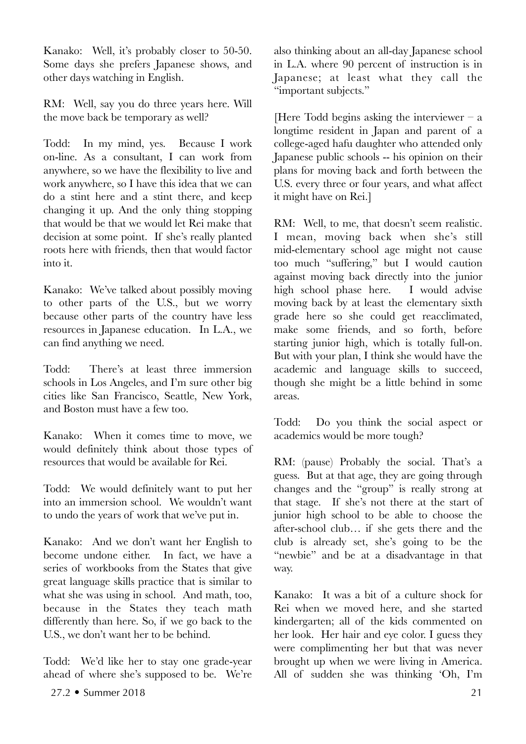Kanako: Well, it's probably closer to 50-50. Some days she prefers Japanese shows, and other days watching in English.

RM: Well, say you do three years here. Will the move back be temporary as well?

Todd: In my mind, yes. Because I work on-line. As a consultant, I can work from anywhere, so we have the flexibility to live and work anywhere, so I have this idea that we can do a stint here and a stint there, and keep changing it up. And the only thing stopping that would be that we would let Rei make that decision at some point. If she's really planted roots here with friends, then that would factor into it.

Kanako: We've talked about possibly moving to other parts of the U.S., but we worry because other parts of the country have less resources in Japanese education. In L.A., we can find anything we need.

Todd: There's at least three immersion schools in Los Angeles, and I'm sure other big cities like San Francisco, Seattle, New York, and Boston must have a few too.

Kanako: When it comes time to move, we would definitely think about those types of resources that would be available for Rei.

Todd: We would definitely want to put her into an immersion school. We wouldn't want to undo the years of work that we've put in.

Kanako: And we don't want her English to become undone either. In fact, we have a series of workbooks from the States that give great language skills practice that is similar to what she was using in school. And math, too, because in the States they teach math differently than here. So, if we go back to the U.S., we don't want her to be behind.

Todd: We'd like her to stay one grade-year ahead of where she's supposed to be. We're also thinking about an all-day Japanese school in L.A. where 90 percent of instruction is in Japanese; at least what they call the "important subjects."

[Here Todd begins asking the interviewer – a longtime resident in Japan and parent of a college-aged hafu daughter who attended only Japanese public schools -- his opinion on their plans for moving back and forth between the U.S. every three or four years, and what affect it might have on Rei.]

RM: Well, to me, that doesn't seem realistic. I mean, moving back when she's still mid-elementary school age might not cause too much "suffering," but I would caution against moving back directly into the junior high school phase here. I would advise moving back by at least the elementary sixth grade here so she could get reacclimated, make some friends, and so forth, before starting junior high, which is totally full-on. But with your plan, I think she would have the academic and language skills to succeed, though she might be a little behind in some areas.

Todd: Do you think the social aspect or academics would be more tough?

RM: (pause) Probably the social. That's a guess. But at that age, they are going through changes and the "group" is really strong at that stage. If she's not there at the start of junior high school to be able to choose the after-school club… if she gets there and the club is already set, she's going to be the "newbie" and be at a disadvantage in that way.

Kanako: It was a bit of a culture shock for Rei when we moved here, and she started kindergarten; all of the kids commented on her look. Her hair and eye color. I guess they were complimenting her but that was never brought up when we were living in America. All of sudden she was thinking 'Oh, I'm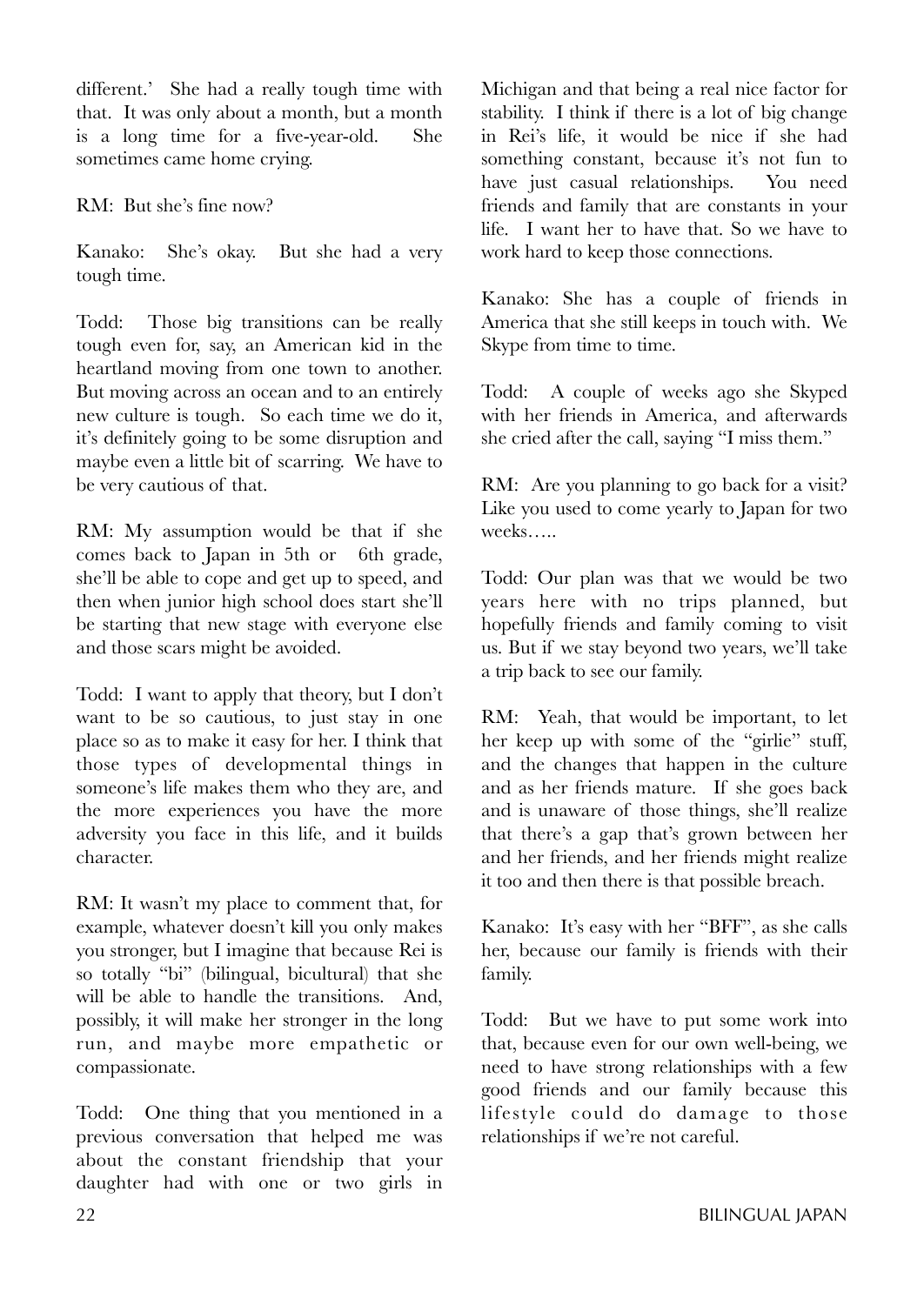different.' She had a really tough time with that. It was only about a month, but a month is a long time for a five-year-old. She sometimes came home crying.

RM: But she's fine now?

Kanako: She's okay. But she had a very tough time.

Todd: Those big transitions can be really tough even for, say, an American kid in the heartland moving from one town to another. But moving across an ocean and to an entirely new culture is tough. So each time we do it, it's definitely going to be some disruption and maybe even a little bit of scarring. We have to be very cautious of that.

RM: My assumption would be that if she comes back to Japan in 5th or 6th grade, she'll be able to cope and get up to speed, and then when junior high school does start she'll be starting that new stage with everyone else and those scars might be avoided.

Todd: I want to apply that theory, but I don't want to be so cautious, to just stay in one place so as to make it easy for her. I think that those types of developmental things in someone's life makes them who they are, and the more experiences you have the more adversity you face in this life, and it builds character.

RM: It wasn't my place to comment that, for example, whatever doesn't kill you only makes you stronger, but I imagine that because Rei is so totally "bi" (bilingual, bicultural) that she will be able to handle the transitions. And, possibly, it will make her stronger in the long run, and maybe more empathetic or compassionate.

Todd: One thing that you mentioned in a previous conversation that helped me was about the constant friendship that your daughter had with one or two girls in Michigan and that being a real nice factor for stability. I think if there is a lot of big change in Rei's life, it would be nice if she had something constant, because it's not fun to have just casual relationships. You need friends and family that are constants in your life. I want her to have that. So we have to work hard to keep those connections.

Kanako: She has a couple of friends in America that she still keeps in touch with. We Skype from time to time.

Todd: A couple of weeks ago she Skyped with her friends in America, and afterwards she cried after the call, saying "I miss them."

RM: Are you planning to go back for a visit? Like you used to come yearly to Japan for two weeks…..

Todd: Our plan was that we would be two years here with no trips planned, but hopefully friends and family coming to visit us. But if we stay beyond two years, we'll take a trip back to see our family.

RM: Yeah, that would be important, to let her keep up with some of the "girlie" stuff, and the changes that happen in the culture and as her friends mature. If she goes back and is unaware of those things, she'll realize that there's a gap that's grown between her and her friends, and her friends might realize it too and then there is that possible breach.

Kanako: It's easy with her "BFF", as she calls her, because our family is friends with their family.

Todd: But we have to put some work into that, because even for our own well-being, we need to have strong relationships with a few good friends and our family because this lifestyle could do damage to those relationships if we're not careful.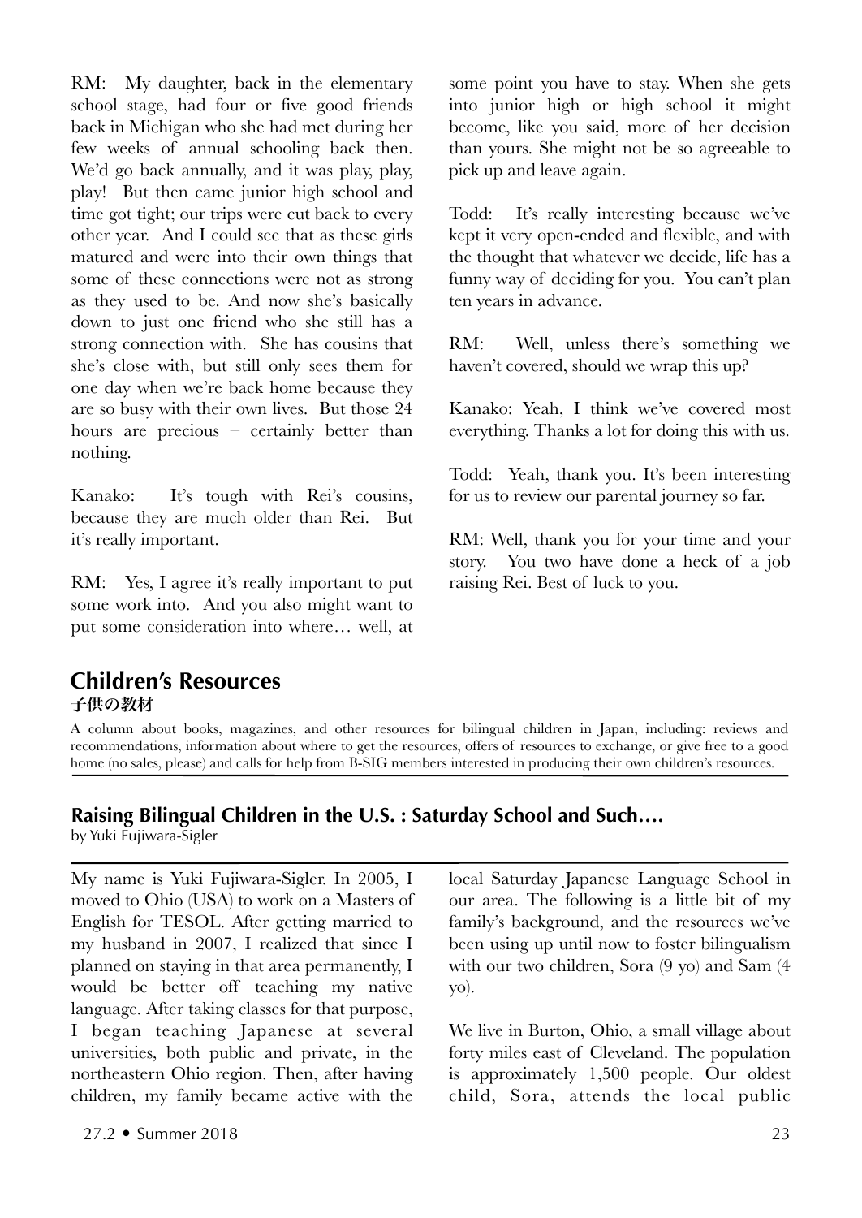RM: My daughter, back in the elementary school stage, had four or five good friends back in Michigan who she had met during her few weeks of annual schooling back then. We'd go back annually, and it was play, play, play! But then came junior high school and time got tight; our trips were cut back to every other year. And I could see that as these girls matured and were into their own things that some of these connections were not as strong as they used to be. And now she's basically down to just one friend who she still has a strong connection with. She has cousins that she's close with, but still only sees them for one day when we're back home because they are so busy with their own lives. But those 24 hours are precious – certainly better than nothing.

Kanako: It's tough with Rei's cousins, because they are much older than Rei. But it's really important.

RM: Yes, I agree it's really important to put some work into. And you also might want to put some consideration into where… well, at some point you have to stay. When she gets into junior high or high school it might become, like you said, more of her decision than yours. She might not be so agreeable to pick up and leave again.

Todd: It's really interesting because we've kept it very open-ended and flexible, and with the thought that whatever we decide, life has a funny way of deciding for you. You can't plan ten years in advance.

RM: Well, unless there's something we haven't covered, should we wrap this up?

Kanako: Yeah, I think we've covered most everything. Thanks a lot for doing this with us.

Todd: Yeah, thank you. It's been interesting for us to review our parental journey so far.

RM: Well, thank you for your time and your story. You two have done a heck of a job raising Rei. Best of luck to you.

## Children's Resources
### 子供の教材

A column about books, magazines, and other resources for bilingual children in Japan, including: reviews and recommendations, information about where to get the resources, offers of resources to exchange, or give free to a good home (no sales, please) and calls for help from B-SIG members interested in producing their own children's resources.

### Raising Bilingual Children in the U.S. : Saturday School and Such….

by Yuki Fujiwara-Sigler

My name is Yuki Fujiwara-Sigler. In 2005, I moved to Ohio (USA) to work on a Masters of English for TESOL. After getting married to my husband in 2007, I realized that since I planned on staying in that area permanently, I would be better off teaching my native language. After taking classes for that purpose, I began teaching Japanese at several universities, both public and private, in the northeastern Ohio region. Then, after having children, my family became active with the local Saturday Japanese Language School in our area. The following is a little bit of my family's background, and the resources we've been using up until now to foster bilingualism with our two children, Sora (9 yo) and Sam (4 yo).

We live in Burton, Ohio, a small village about forty miles east of Cleveland. The population is approximately 1,500 people. Our oldest child, Sora, attends the local public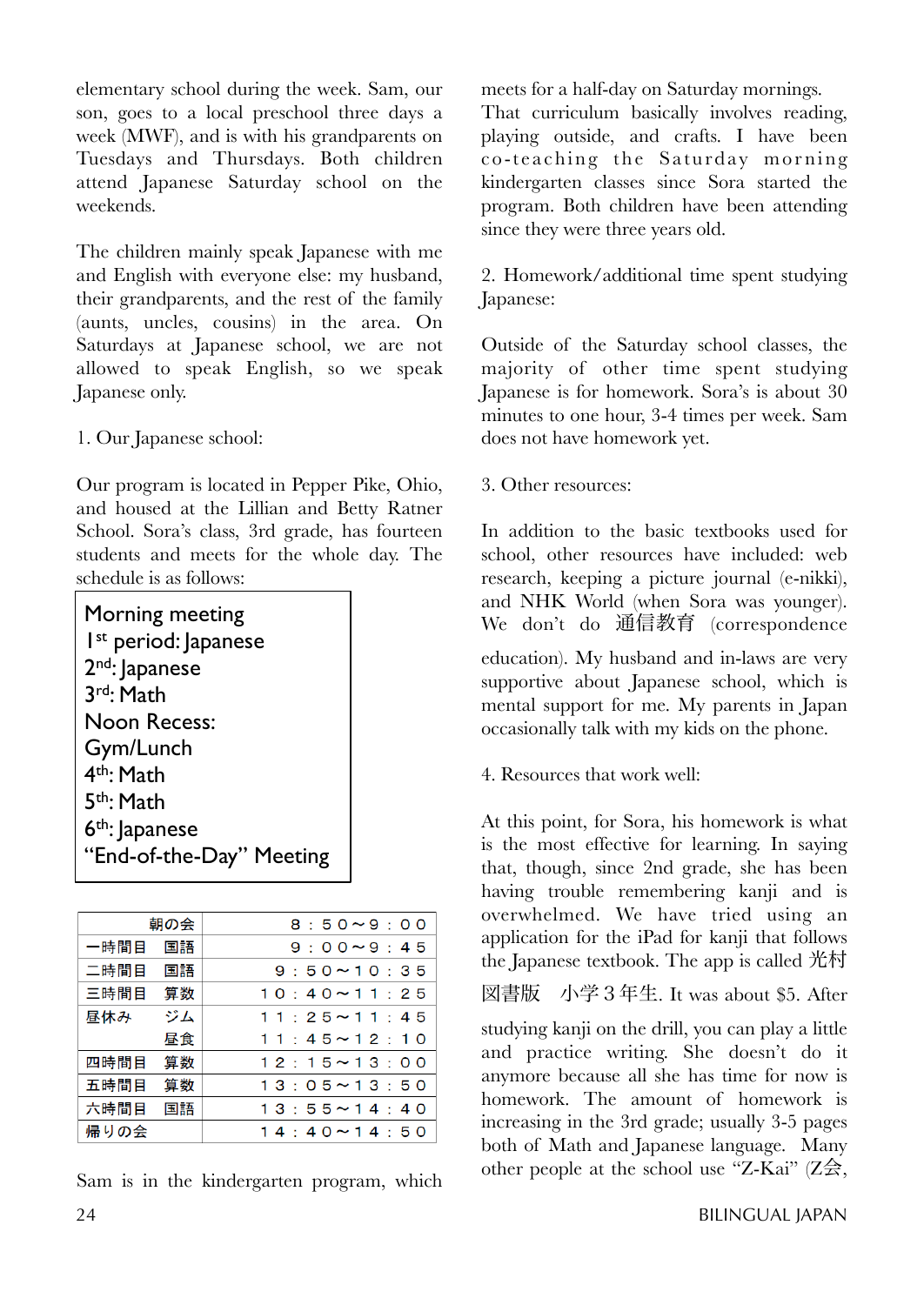elementary school during the week. Sam, our son, goes to a local preschool three days a week (MWF), and is with his grandparents on Tuesdays and Thursdays. Both children attend Japanese Saturday school on the weekends.

The children mainly speak Japanese with me and English with everyone else: my husband, their grandparents, and the rest of the family (aunts, uncles, cousins) in the area. On Saturdays at Japanese school, we are not allowed to speak English, so we speak Japanese only.

1. Our Japanese school:

Our program is located in Pepper Pike, Ohio, and housed at the Lillian and Betty Ratner School. Sora's class, 3rd grade, has fourteen students and meets for the whole day. The schedule is as follows:

| |
|---|
| Morning meeting |
| 1st period: Japanese |
| 2nd: Japanese |
| 3rd: Math |
| Noon Recess: |
| Gym/Lunch |
| 4th: Math |
| 5th: Math |
| 6th: Japanese |
| "End-of-the-Day" Meeting |

| | | |
|---|---|---|
| | 朝の会 | ８：５０～９：００ |
| 一時間目 | 国語 | ９：００～９：４５ |
| 二時間目 | 国語 | ９：５０～１０：３５ |
| 三時間目 | 算数 | １０：４０～１１：２５ |
| 昼休み | ジム | １１：２５～１１：４５ |
| | 昼食 | １１：４５～１２：１０ |
| 四時間目 | 算数 | １２：１５～１３：００ |
| 五時間目 | 算数 | １３：０５～１３：５０ |
| 六時間目 | 国語 | １３：５５～１４：４０ |
| 帰りの会 | | １４：４０～１４：５０ |

Sam is in the kindergarten program, which meets for a half-day on Saturday mornings. That curriculum basically involves reading, playing outside, and crafts. I have been co-teaching the Saturday morning kindergarten classes since Sora started the program. Both children have been attending since they were three years old.

2. Homework/additional time spent studying Japanese:

Outside of the Saturday school classes, the majority of other time spent studying Japanese is for homework. Sora's is about 30 minutes to one hour, 3-4 times per week. Sam does not have homework yet.

3. Other resources:

In addition to the basic textbooks used for school, other resources have included: web research, keeping a picture journal (e-nikki), and NHK World (when Sora was younger). We don't do 通信教育 (correspondence education). My husband and in-laws are very supportive about Japanese school, which is mental support for me. My parents in Japan occasionally talk with my kids on the phone.

4. Resources that work well:

At this point, for Sora, his homework is what is the most effective for learning. In saying that, though, since 2nd grade, she has been having trouble remembering kanji and is overwhelmed. We have tried using an application for the iPad for kanji that follows the Japanese textbook. The app is called 光村図書版　小学３年生. It was about $5. After studying kanji on the drill, you can play a little and practice writing. She doesn't do it anymore because all she has time for now is homework. The amount of homework is increasing in the 3rd grade; usually 3-5 pages both of Math and Japanese language. Many other people at the school use "Z-Kai" (Z会,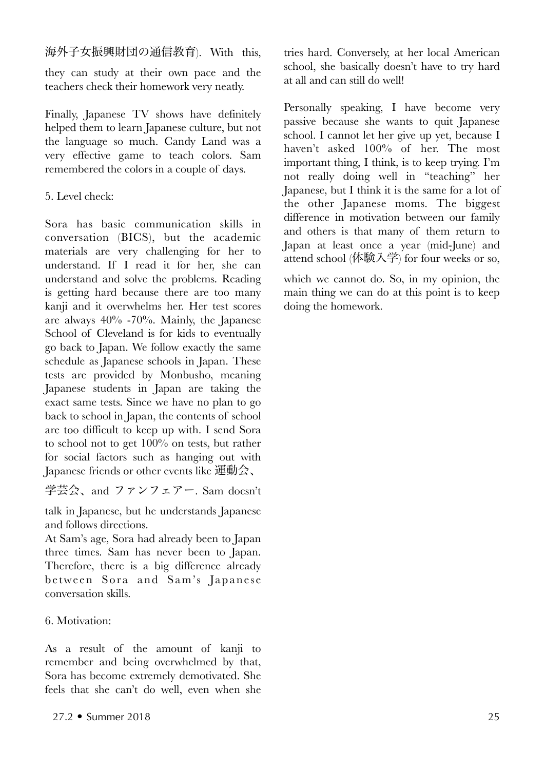海外子女振興財団の通信教育). With this, they can study at their own pace and the teachers check their homework very neatly.

Finally, Japanese TV shows have definitely helped them to learn Japanese culture, but not the language so much. Candy Land was a very effective game to teach colors. Sam remembered the colors in a couple of days.

5. Level check:

Sora has basic communication skills in conversation (BICS), but the academic materials are very challenging for her to understand. If I read it for her, she can understand and solve the problems. Reading is getting hard because there are too many kanji and it overwhelms her. Her test scores are always 40% -70%. Mainly, the Japanese School of Cleveland is for kids to eventually go back to Japan. We follow exactly the same schedule as Japanese schools in Japan. These tests are provided by Monbusho, meaning Japanese students in Japan are taking the exact same tests. Since we have no plan to go back to school in Japan, the contents of school are too difficult to keep up with. I send Sora to school not to get 100% on tests, but rather for social factors such as hanging out with Japanese friends or other events like 運動会、学芸会、and ファンフェアー. Sam doesn't talk in Japanese, but he understands Japanese and follows directions.

At Sam's age, Sora had already been to Japan three times. Sam has never been to Japan. Therefore, there is a big difference already between Sora and Sam's Japanese conversation skills.

6. Motivation:

As a result of the amount of kanji to remember and being overwhelmed by that, Sora has become extremely demotivated. She feels that she can't do well, even when she tries hard. Conversely, at her local American school, she basically doesn't have to try hard at all and can still do well!

Personally speaking, I have become very passive because she wants to quit Japanese school. I cannot let her give up yet, because I haven't asked 100% of her. The most important thing, I think, is to keep trying. I'm not really doing well in "teaching" her Japanese, but I think it is the same for a lot of the other Japanese moms. The biggest difference in motivation between our family and others is that many of them return to Japan at least once a year (mid-June) and attend school (体験入学) for four weeks or so, which we cannot do. So, in my opinion, the main thing we can do at this point is to keep doing the homework.